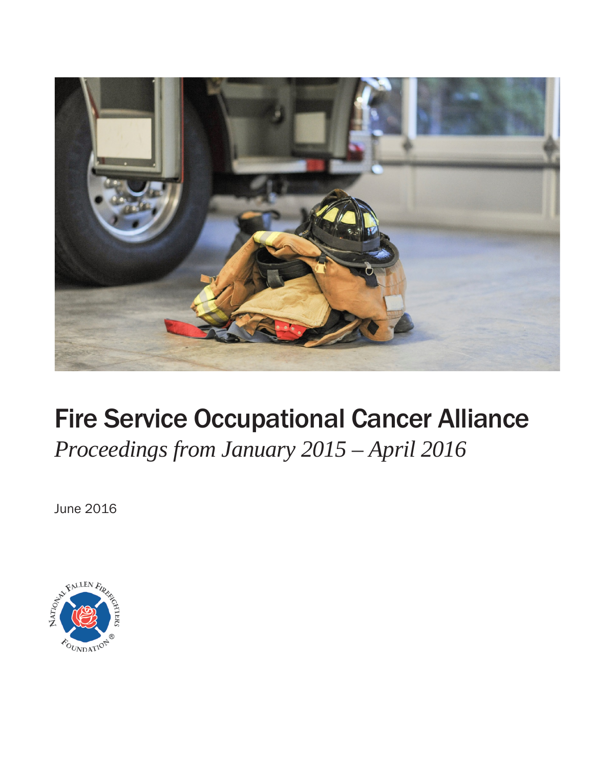# Fire Service Occupational Cancer Alliance

*Proceedings from January 2015 – April 2016*

June 2016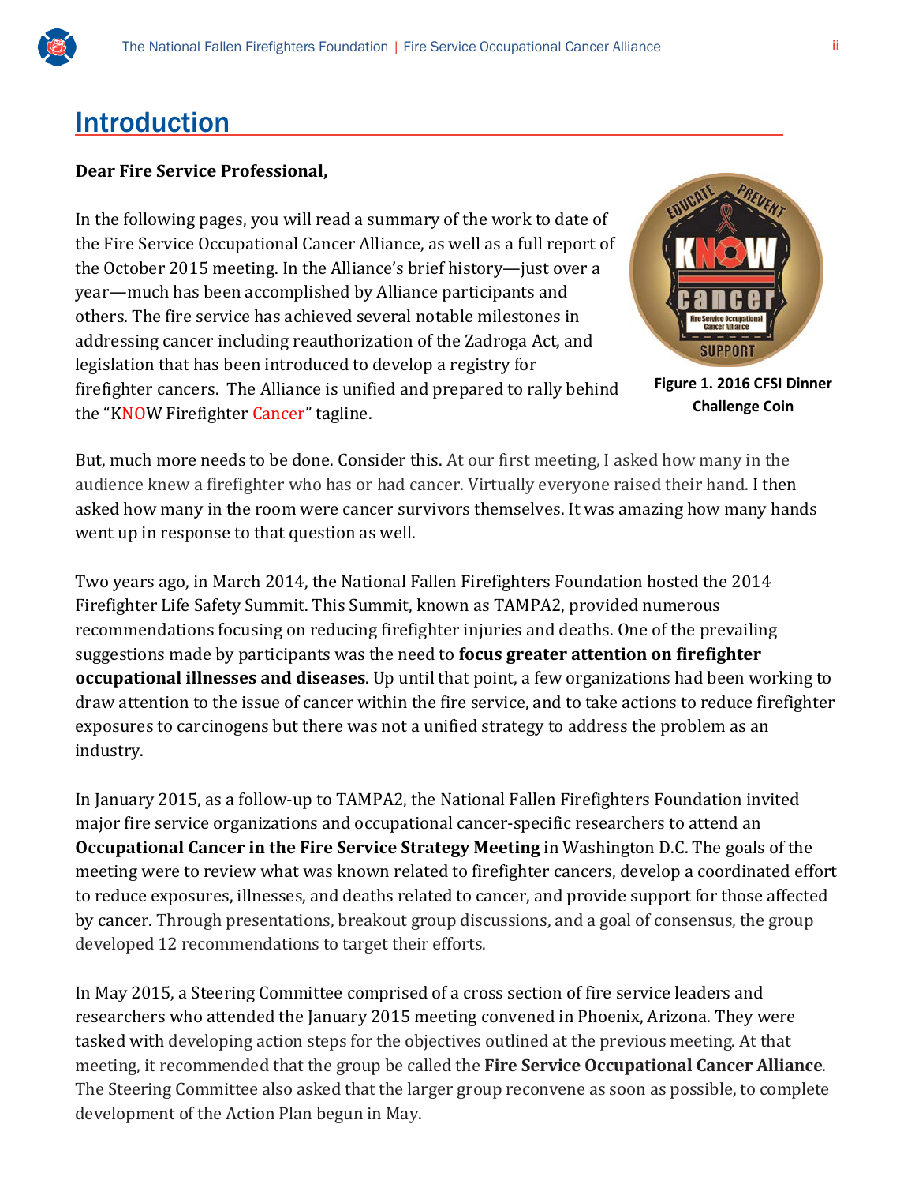# Introduction

**Dear Fire Service Professional,**

In the following pages, you will read a summary of the work to date of the Fire Service Occupational Cancer Alliance, as well as a full report of the October 2015 meeting. In the Alliance's brief history—just over a year—much has been accomplished by Alliance participants and others. The fire service has achieved several notable milestones in addressing cancer including reauthorization of the Zadroga Act, and legislation that has been introduced to develop a registry for firefighter cancers. The Alliance is unified and prepared to rally behind the "KNOW Firefighter Cancer" tagline.

**Figure 1. 2016 CFSI Dinner Challenge Coin**

But, much more needs to be done. Consider this. At our first meeting, I asked how many in the audience knew a firefighter who has or had cancer. Virtually everyone raised their hand. I then asked how many in the room were cancer survivors themselves. It was amazing how many hands went up in response to that question as well.

Two years ago, in March 2014, the National Fallen Firefighters Foundation hosted the 2014 Firefighter Life Safety Summit. This Summit, known as TAMPA2, provided numerous recommendations focusing on reducing firefighter injuries and deaths. One of the prevailing suggestions made by participants was the need to **focus greater attention on firefighter occupational illnesses and diseases**. Up until that point, a few organizations had been working to draw attention to the issue of cancer within the fire service, and to take actions to reduce firefighter exposures to carcinogens but there was not a unified strategy to address the problem as an industry.

In January 2015, as a follow-up to TAMPA2, the National Fallen Firefighters Foundation invited major fire service organizations and occupational cancer-specific researchers to attend an **Occupational Cancer in the Fire Service Strategy Meeting** in Washington D.C. The goals of the meeting were to review what was known related to firefighter cancers, develop a coordinated effort to reduce exposures, illnesses, and deaths related to cancer, and provide support for those affected by cancer. Through presentations, breakout group discussions, and a goal of consensus, the group developed 12 recommendations to target their efforts.

In May 2015, a Steering Committee comprised of a cross section of fire service leaders and researchers who attended the January 2015 meeting convened in Phoenix, Arizona. They were tasked with developing action steps for the objectives outlined at the previous meeting. At that meeting, it recommended that the group be called the **Fire Service Occupational Cancer Alliance**. The Steering Committee also asked that the larger group reconvene as soon as possible, to complete development of the Action Plan begun in May.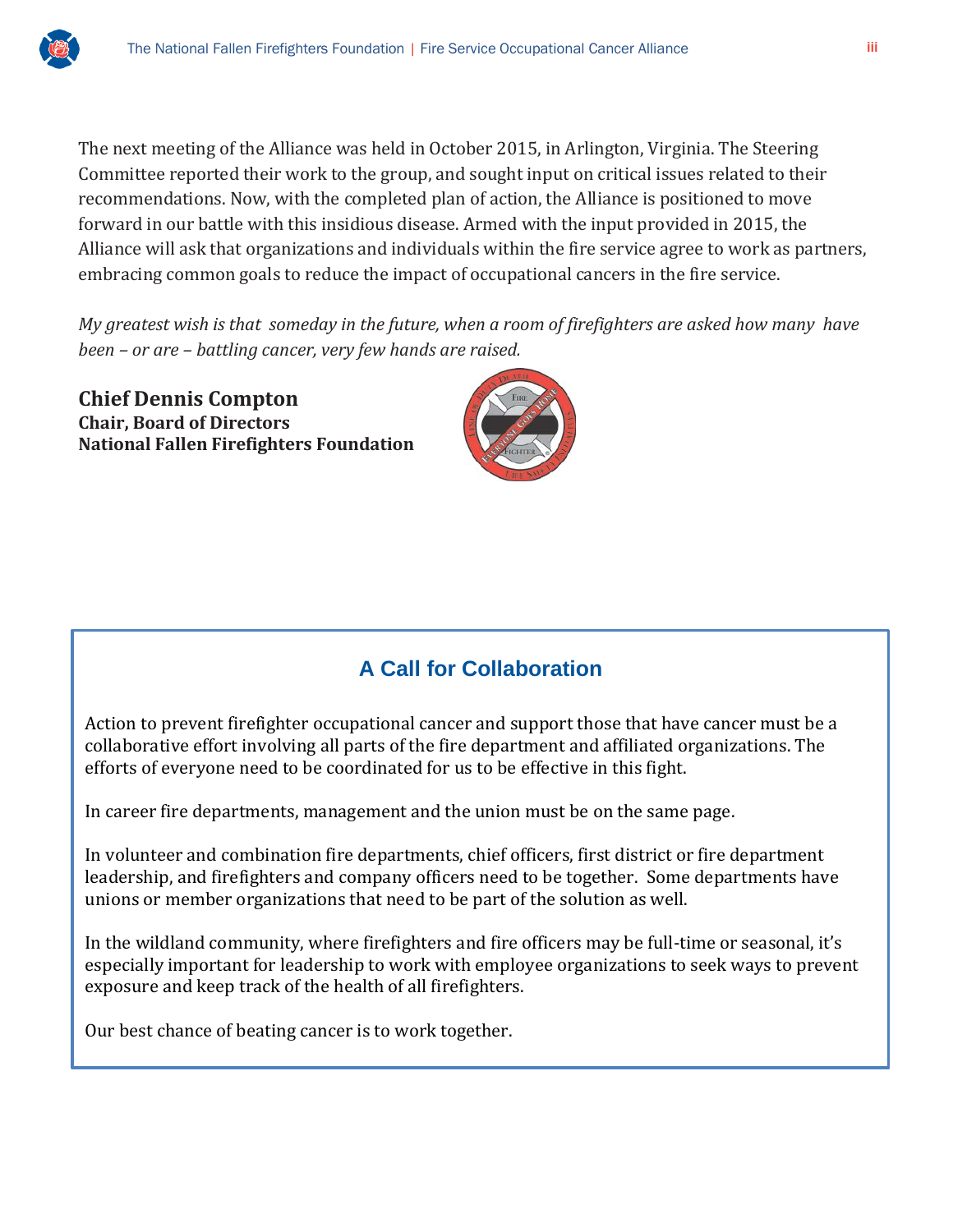The next meeting of the Alliance was held in October 2015, in Arlington, Virginia. The Steering Committee reported their work to the group, and sought input on critical issues related to their recommendations. Now, with the completed plan of action, the Alliance is positioned to move forward in our battle with this insidious disease. Armed with the input provided in 2015, the Alliance will ask that organizations and individuals within the fire service agree to work as partners, embracing common goals to reduce the impact of occupational cancers in the fire service.

*My greatest wish is that someday in the future, when a room of firefighters are asked how many have been – or are – battling cancer, very few hands are raised.*

**Chief Dennis Compton**
**Chair, Board of Directors**
**National Fallen Firefighters Foundation**

## A Call for Collaboration

Action to prevent firefighter occupational cancer and support those that have cancer must be a collaborative effort involving all parts of the fire department and affiliated organizations. The efforts of everyone need to be coordinated for us to be effective in this fight.

In career fire departments, management and the union must be on the same page.

In volunteer and combination fire departments, chief officers, first district or fire department leadership, and firefighters and company officers need to be together. Some departments have unions or member organizations that need to be part of the solution as well.

In the wildland community, where firefighters and fire officers may be full-time or seasonal, it's especially important for leadership to work with employee organizations to seek ways to prevent exposure and keep track of the health of all firefighters.

Our best chance of beating cancer is to work together.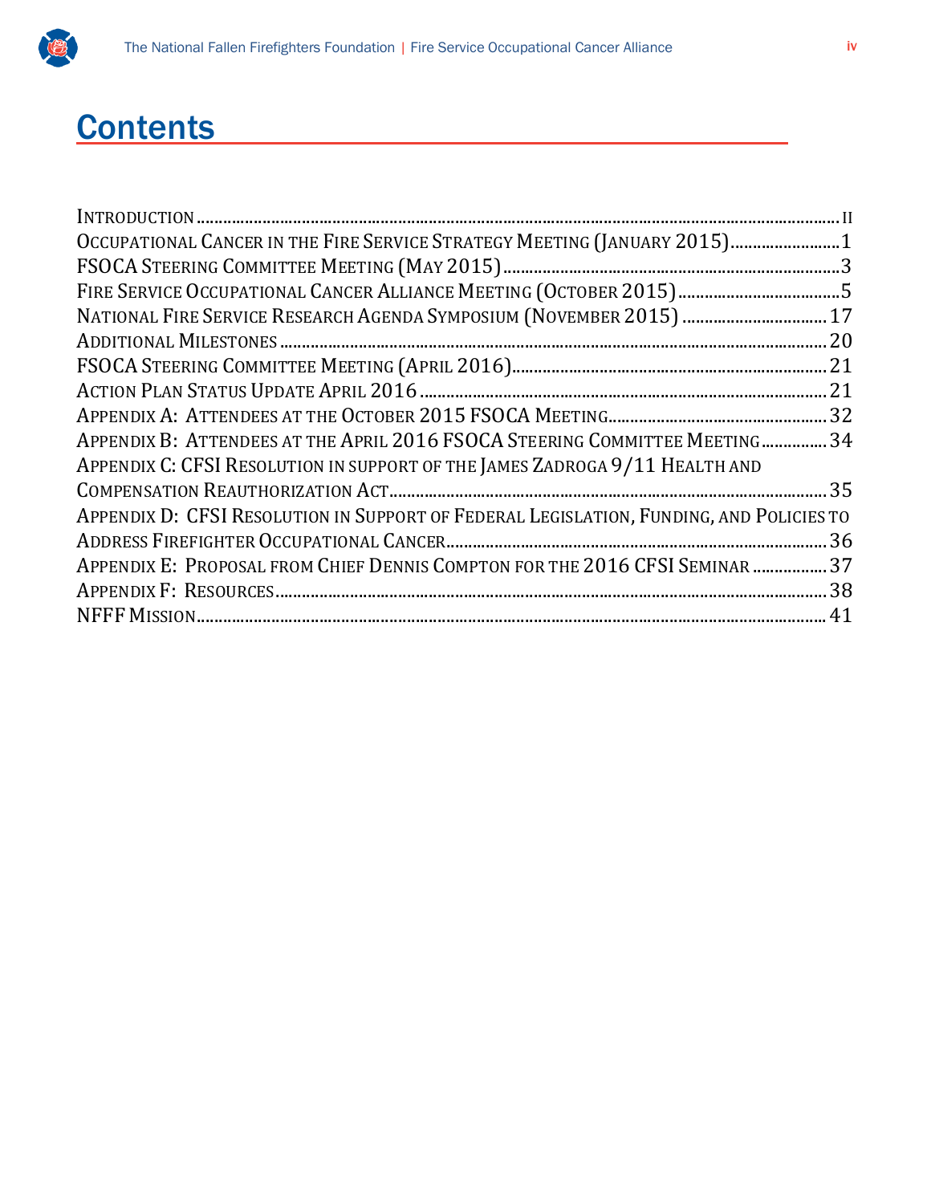# Contents

- Introduction ........ ii
- Occupational Cancer in the Fire Service Strategy Meeting (January 2015) ........ 1
- FSOCA Steering Committee Meeting (May 2015) ........ 3
- Fire Service Occupational Cancer Alliance Meeting (October 2015) ........ 5
- National Fire Service Research Agenda Symposium (November 2015) ........ 17
- Additional Milestones ........ 20
- FSOCA Steering Committee Meeting (April 2016) ........ 21
- Action Plan Status Update April 2016 ........ 21
- Appendix A: Attendees at the October 2015 FSOCA Meeting ........ 32
- Appendix B: Attendees at the April 2016 FSOCA Steering Committee Meeting ........ 34
- Appendix C: CFSI Resolution in support of the James Zadroga 9/11 Health and Compensation Reauthorization Act ........ 35
- Appendix D: CFSI Resolution in Support of Federal Legislation, Funding, and Policies to Address Firefighter Occupational Cancer ........ 36
- Appendix E: Proposal from Chief Dennis Compton for the 2016 CFSI Seminar ........ 37
- Appendix F: Resources ........ 38
- NFFF Mission ........ 41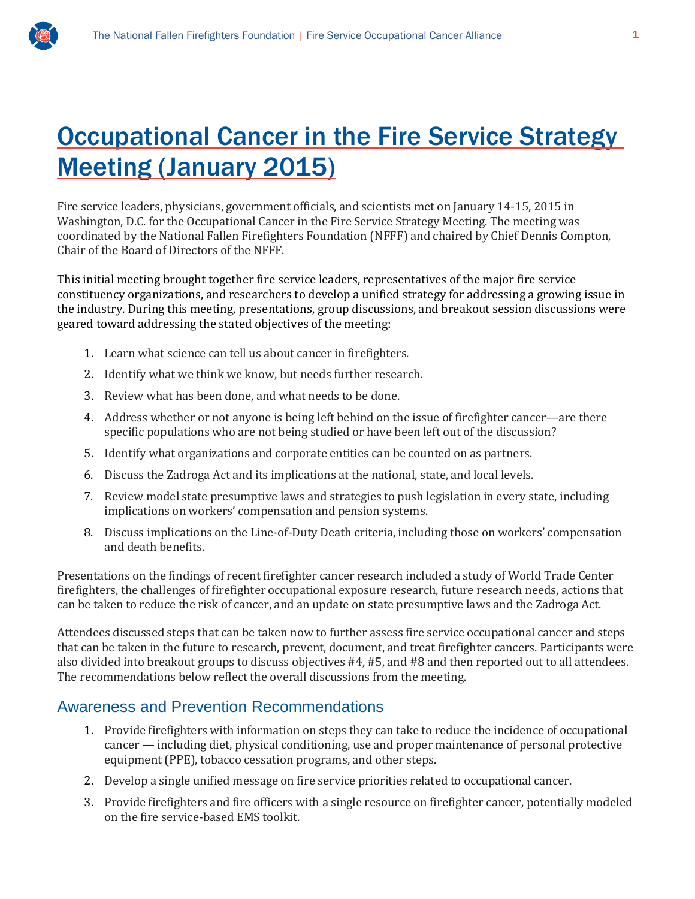# Occupational Cancer in the Fire Service Strategy Meeting (January 2015)

Fire service leaders, physicians, government officials, and scientists met on January 14-15, 2015 in Washington, D.C. for the Occupational Cancer in the Fire Service Strategy Meeting. The meeting was coordinated by the National Fallen Firefighters Foundation (NFFF) and chaired by Chief Dennis Compton, Chair of the Board of Directors of the NFFF.

This initial meeting brought together fire service leaders, representatives of the major fire service constituency organizations, and researchers to develop a unified strategy for addressing a growing issue in the industry. During this meeting, presentations, group discussions, and breakout session discussions were geared toward addressing the stated objectives of the meeting:

1. Learn what science can tell us about cancer in firefighters.
2. Identify what we think we know, but needs further research.
3. Review what has been done, and what needs to be done.
4. Address whether or not anyone is being left behind on the issue of firefighter cancer—are there specific populations who are not being studied or have been left out of the discussion?
5. Identify what organizations and corporate entities can be counted on as partners.
6. Discuss the Zadroga Act and its implications at the national, state, and local levels.
7. Review model state presumptive laws and strategies to push legislation in every state, including implications on workers' compensation and pension systems.
8. Discuss implications on the Line-of-Duty Death criteria, including those on workers' compensation and death benefits.

Presentations on the findings of recent firefighter cancer research included a study of World Trade Center firefighters, the challenges of firefighter occupational exposure research, future research needs, actions that can be taken to reduce the risk of cancer, and an update on state presumptive laws and the Zadroga Act.

Attendees discussed steps that can be taken now to further assess fire service occupational cancer and steps that can be taken in the future to research, prevent, document, and treat firefighter cancers. Participants were also divided into breakout groups to discuss objectives #4, #5, and #8 and then reported out to all attendees. The recommendations below reflect the overall discussions from the meeting.

## Awareness and Prevention Recommendations

1. Provide firefighters with information on steps they can take to reduce the incidence of occupational cancer — including diet, physical conditioning, use and proper maintenance of personal protective equipment (PPE), tobacco cessation programs, and other steps.
2. Develop a single unified message on fire service priorities related to occupational cancer.
3. Provide firefighters and fire officers with a single resource on firefighter cancer, potentially modeled on the fire service-based EMS toolkit.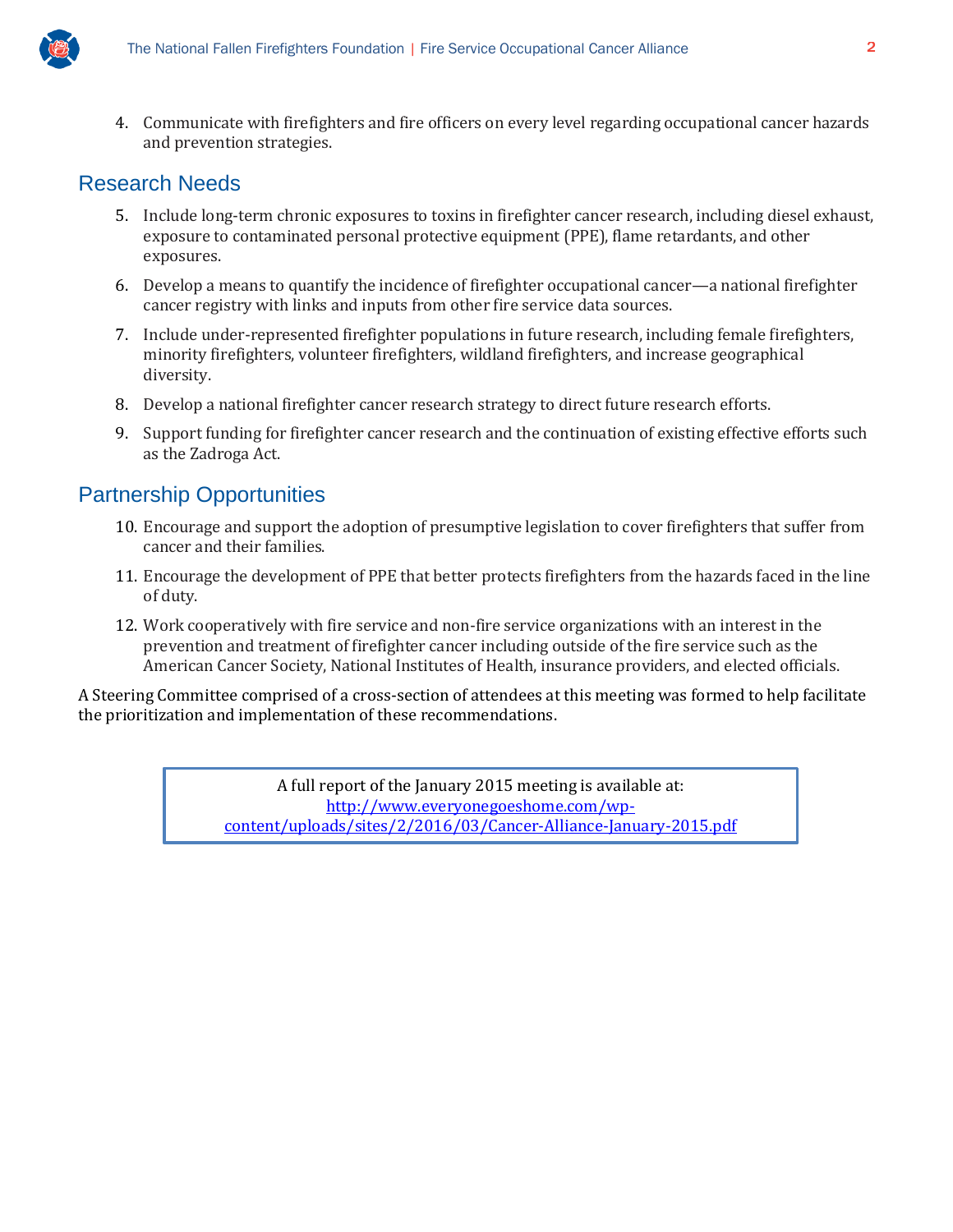4. Communicate with firefighters and fire officers on every level regarding occupational cancer hazards and prevention strategies.

## Research Needs

5. Include long-term chronic exposures to toxins in firefighter cancer research, including diesel exhaust, exposure to contaminated personal protective equipment (PPE), flame retardants, and other exposures.
6. Develop a means to quantify the incidence of firefighter occupational cancer—a national firefighter cancer registry with links and inputs from other fire service data sources.
7. Include under-represented firefighter populations in future research, including female firefighters, minority firefighters, volunteer firefighters, wildland firefighters, and increase geographical diversity.
8. Develop a national firefighter cancer research strategy to direct future research efforts.
9. Support funding for firefighter cancer research and the continuation of existing effective efforts such as the Zadroga Act.

## Partnership Opportunities

10. Encourage and support the adoption of presumptive legislation to cover firefighters that suffer from cancer and their families.
11. Encourage the development of PPE that better protects firefighters from the hazards faced in the line of duty.
12. Work cooperatively with fire service and non-fire service organizations with an interest in the prevention and treatment of firefighter cancer including outside of the fire service such as the American Cancer Society, National Institutes of Health, insurance providers, and elected officials.

A Steering Committee comprised of a cross-section of attendees at this meeting was formed to help facilitate the prioritization and implementation of these recommendations.

A full report of the January 2015 meeting is available at:
http://www.everyonegoeshome.com/wp-content/uploads/sites/2/2016/03/Cancer-Alliance-January-2015.pdf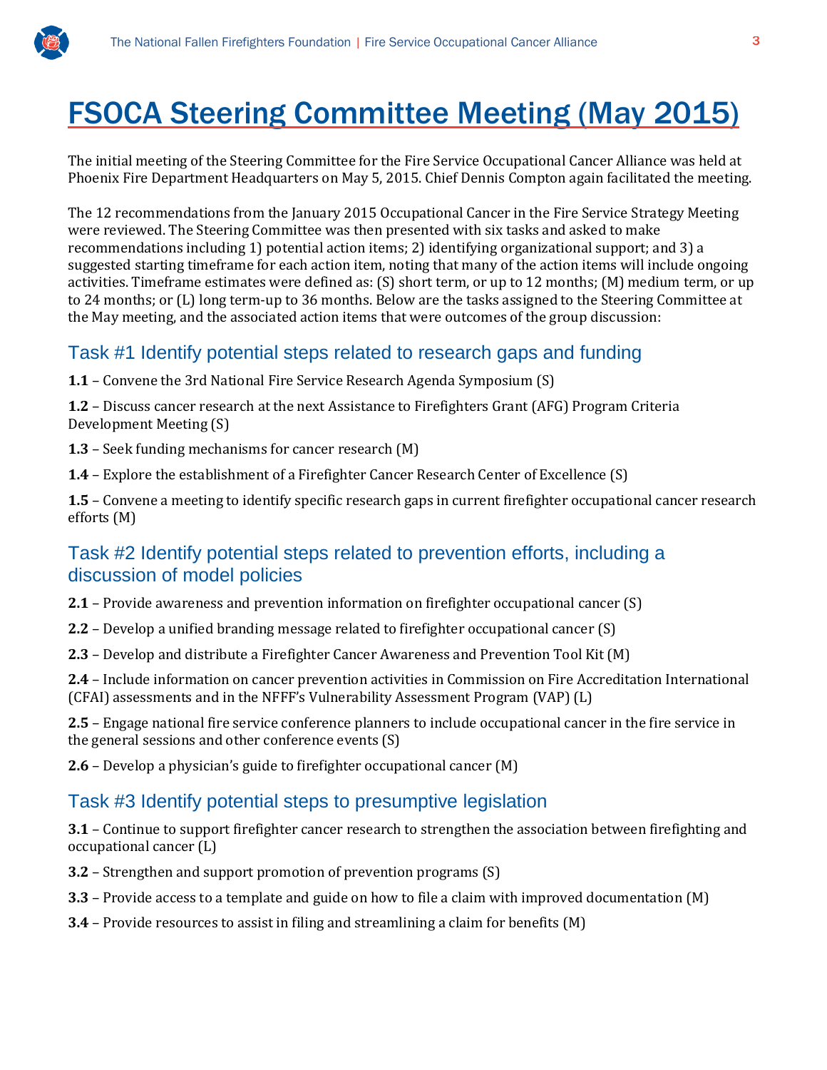# FSOCA Steering Committee Meeting (May 2015)

The initial meeting of the Steering Committee for the Fire Service Occupational Cancer Alliance was held at Phoenix Fire Department Headquarters on May 5, 2015. Chief Dennis Compton again facilitated the meeting.

The 12 recommendations from the January 2015 Occupational Cancer in the Fire Service Strategy Meeting were reviewed. The Steering Committee was then presented with six tasks and asked to make recommendations including 1) potential action items; 2) identifying organizational support; and 3) a suggested starting timeframe for each action item, noting that many of the action items will include ongoing activities. Timeframe estimates were defined as: (S) short term, or up to 12 months; (M) medium term, or up to 24 months; or (L) long term-up to 36 months. Below are the tasks assigned to the Steering Committee at the May meeting, and the associated action items that were outcomes of the group discussion:

## Task #1 Identify potential steps related to research gaps and funding

**1.1** – Convene the 3rd National Fire Service Research Agenda Symposium (S)

**1.2** – Discuss cancer research at the next Assistance to Firefighters Grant (AFG) Program Criteria Development Meeting (S)

**1.3** – Seek funding mechanisms for cancer research (M)

**1.4** – Explore the establishment of a Firefighter Cancer Research Center of Excellence (S)

**1.5** – Convene a meeting to identify specific research gaps in current firefighter occupational cancer research efforts (M)

## Task #2 Identify potential steps related to prevention efforts, including a discussion of model policies

**2.1** – Provide awareness and prevention information on firefighter occupational cancer (S)

**2.2** – Develop a unified branding message related to firefighter occupational cancer (S)

**2.3** – Develop and distribute a Firefighter Cancer Awareness and Prevention Tool Kit (M)

**2.4** – Include information on cancer prevention activities in Commission on Fire Accreditation International (CFAI) assessments and in the NFFF's Vulnerability Assessment Program (VAP) (L)

**2.5** – Engage national fire service conference planners to include occupational cancer in the fire service in the general sessions and other conference events (S)

**2.6** – Develop a physician's guide to firefighter occupational cancer (M)

## Task #3 Identify potential steps to presumptive legislation

**3.1** – Continue to support firefighter cancer research to strengthen the association between firefighting and occupational cancer (L)

**3.2** – Strengthen and support promotion of prevention programs (S)

**3.3** – Provide access to a template and guide on how to file a claim with improved documentation (M)

**3.4** – Provide resources to assist in filing and streamlining a claim for benefits (M)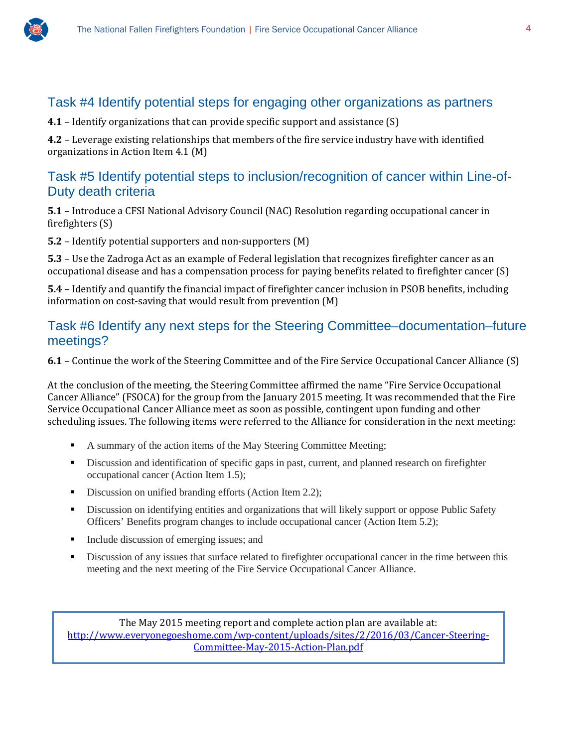## Task #4 Identify potential steps for engaging other organizations as partners

**4.1** – Identify organizations that can provide specific support and assistance (S)

**4.2** – Leverage existing relationships that members of the fire service industry have with identified organizations in Action Item 4.1 (M)

## Task #5 Identify potential steps to inclusion/recognition of cancer within Line-of-Duty death criteria

**5.1** – Introduce a CFSI National Advisory Council (NAC) Resolution regarding occupational cancer in firefighters (S)

**5.2** – Identify potential supporters and non-supporters (M)

**5.3** – Use the Zadroga Act as an example of Federal legislation that recognizes firefighter cancer as an occupational disease and has a compensation process for paying benefits related to firefighter cancer (S)

**5.4** – Identify and quantify the financial impact of firefighter cancer inclusion in PSOB benefits, including information on cost-saving that would result from prevention (M)

## Task #6 Identify any next steps for the Steering Committee–documentation–future meetings?

**6.1** – Continue the work of the Steering Committee and of the Fire Service Occupational Cancer Alliance (S)

At the conclusion of the meeting, the Steering Committee affirmed the name "Fire Service Occupational Cancer Alliance" (FSOCA) for the group from the January 2015 meeting. It was recommended that the Fire Service Occupational Cancer Alliance meet as soon as possible, contingent upon funding and other scheduling issues. The following items were referred to the Alliance for consideration in the next meeting:

- A summary of the action items of the May Steering Committee Meeting;
- Discussion and identification of specific gaps in past, current, and planned research on firefighter occupational cancer (Action Item 1.5);
- Discussion on unified branding efforts (Action Item 2.2);
- Discussion on identifying entities and organizations that will likely support or oppose Public Safety Officers' Benefits program changes to include occupational cancer (Action Item 5.2);
- Include discussion of emerging issues; and
- Discussion of any issues that surface related to firefighter occupational cancer in the time between this meeting and the next meeting of the Fire Service Occupational Cancer Alliance.

The May 2015 meeting report and complete action plan are available at: http://www.everyonegoeshome.com/wp-content/uploads/sites/2/2016/03/Cancer-Steering-Committee-May-2015-Action-Plan.pdf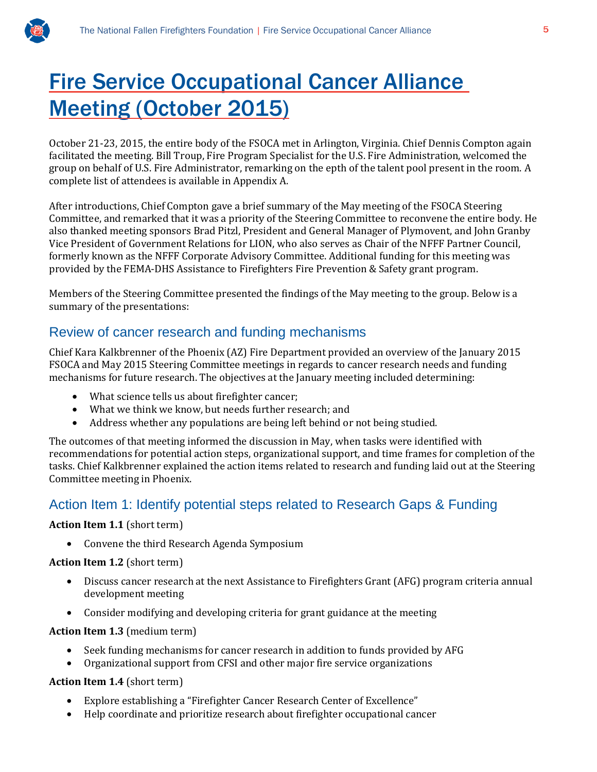# Fire Service Occupational Cancer Alliance Meeting (October 2015)

October 21-23, 2015, the entire body of the FSOCA met in Arlington, Virginia. Chief Dennis Compton again facilitated the meeting. Bill Troup, Fire Program Specialist for the U.S. Fire Administration, welcomed the group on behalf of U.S. Fire Administrator, remarking on the epth of the talent pool present in the room. A complete list of attendees is available in Appendix A.

After introductions, Chief Compton gave a brief summary of the May meeting of the FSOCA Steering Committee, and remarked that it was a priority of the Steering Committee to reconvene the entire body. He also thanked meeting sponsors Brad Pitzl, President and General Manager of Plymovent, and John Granby Vice President of Government Relations for LION, who also serves as Chair of the NFFF Partner Council, formerly known as the NFFF Corporate Advisory Committee. Additional funding for this meeting was provided by the FEMA-DHS Assistance to Firefighters Fire Prevention & Safety grant program.

Members of the Steering Committee presented the findings of the May meeting to the group. Below is a summary of the presentations:

## Review of cancer research and funding mechanisms

Chief Kara Kalkbrenner of the Phoenix (AZ) Fire Department provided an overview of the January 2015 FSOCA and May 2015 Steering Committee meetings in regards to cancer research needs and funding mechanisms for future research. The objectives at the January meeting included determining:

- What science tells us about firefighter cancer;
- What we think we know, but needs further research; and
- Address whether any populations are being left behind or not being studied.

The outcomes of that meeting informed the discussion in May, when tasks were identified with recommendations for potential action steps, organizational support, and time frames for completion of the tasks. Chief Kalkbrenner explained the action items related to research and funding laid out at the Steering Committee meeting in Phoenix.

## Action Item 1: Identify potential steps related to Research Gaps & Funding

**Action Item 1.1** (short term)

- Convene the third Research Agenda Symposium

**Action Item 1.2** (short term)

- Discuss cancer research at the next Assistance to Firefighters Grant (AFG) program criteria annual development meeting
- Consider modifying and developing criteria for grant guidance at the meeting

**Action Item 1.3** (medium term)

- Seek funding mechanisms for cancer research in addition to funds provided by AFG
- Organizational support from CFSI and other major fire service organizations

**Action Item 1.4** (short term)

- Explore establishing a "Firefighter Cancer Research Center of Excellence"
- Help coordinate and prioritize research about firefighter occupational cancer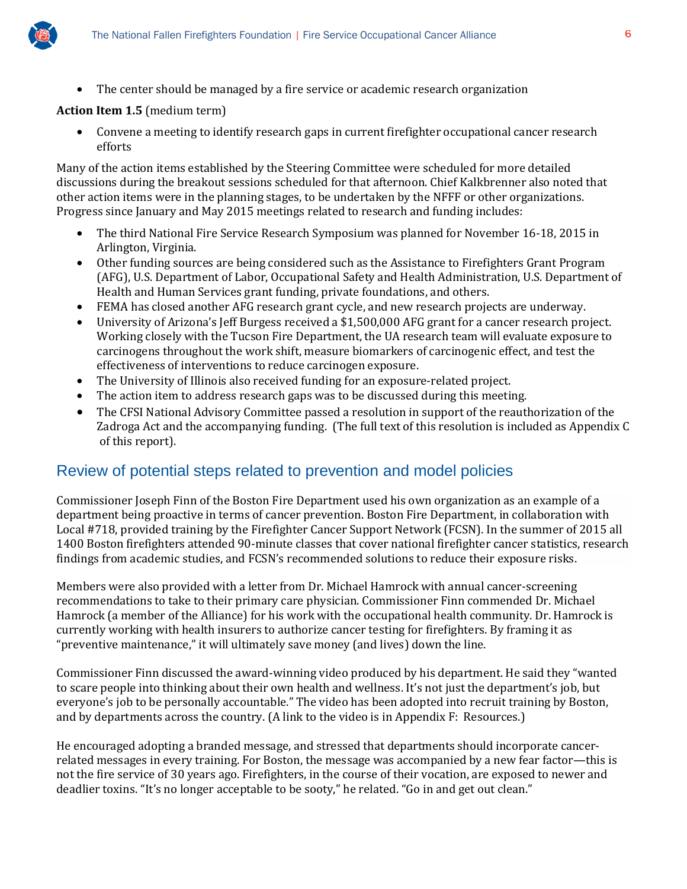- The center should be managed by a fire service or academic research organization

**Action Item 1.5** (medium term)

- Convene a meeting to identify research gaps in current firefighter occupational cancer research efforts

Many of the action items established by the Steering Committee were scheduled for more detailed discussions during the breakout sessions scheduled for that afternoon. Chief Kalkbrenner also noted that other action items were in the planning stages, to be undertaken by the NFFF or other organizations. Progress since January and May 2015 meetings related to research and funding includes:

- The third National Fire Service Research Symposium was planned for November 16-18, 2015 in Arlington, Virginia.
- Other funding sources are being considered such as the Assistance to Firefighters Grant Program (AFG), U.S. Department of Labor, Occupational Safety and Health Administration, U.S. Department of Health and Human Services grant funding, private foundations, and others.
- FEMA has closed another AFG research grant cycle, and new research projects are underway.
- University of Arizona's Jeff Burgess received a $1,500,000 AFG grant for a cancer research project. Working closely with the Tucson Fire Department, the UA research team will evaluate exposure to carcinogens throughout the work shift, measure biomarkers of carcinogenic effect, and test the effectiveness of interventions to reduce carcinogen exposure.
- The University of Illinois also received funding for an exposure-related project.
- The action item to address research gaps was to be discussed during this meeting.
- The CFSI National Advisory Committee passed a resolution in support of the reauthorization of the Zadroga Act and the accompanying funding. (The full text of this resolution is included as Appendix C of this report).

## Review of potential steps related to prevention and model policies

Commissioner Joseph Finn of the Boston Fire Department used his own organization as an example of a department being proactive in terms of cancer prevention. Boston Fire Department, in collaboration with Local #718, provided training by the Firefighter Cancer Support Network (FCSN). In the summer of 2015 all 1400 Boston firefighters attended 90-minute classes that cover national firefighter cancer statistics, research findings from academic studies, and FCSN's recommended solutions to reduce their exposure risks.

Members were also provided with a letter from Dr. Michael Hamrock with annual cancer-screening recommendations to take to their primary care physician. Commissioner Finn commended Dr. Michael Hamrock (a member of the Alliance) for his work with the occupational health community. Dr. Hamrock is currently working with health insurers to authorize cancer testing for firefighters. By framing it as "preventive maintenance," it will ultimately save money (and lives) down the line.

Commissioner Finn discussed the award-winning video produced by his department. He said they "wanted to scare people into thinking about their own health and wellness. It's not just the department's job, but everyone's job to be personally accountable." The video has been adopted into recruit training by Boston, and by departments across the country. (A link to the video is in Appendix F: Resources.)

He encouraged adopting a branded message, and stressed that departments should incorporate cancer-related messages in every training. For Boston, the message was accompanied by a new fear factor—this is not the fire service of 30 years ago. Firefighters, in the course of their vocation, are exposed to newer and deadlier toxins. "It's no longer acceptable to be sooty," he related. "Go in and get out clean."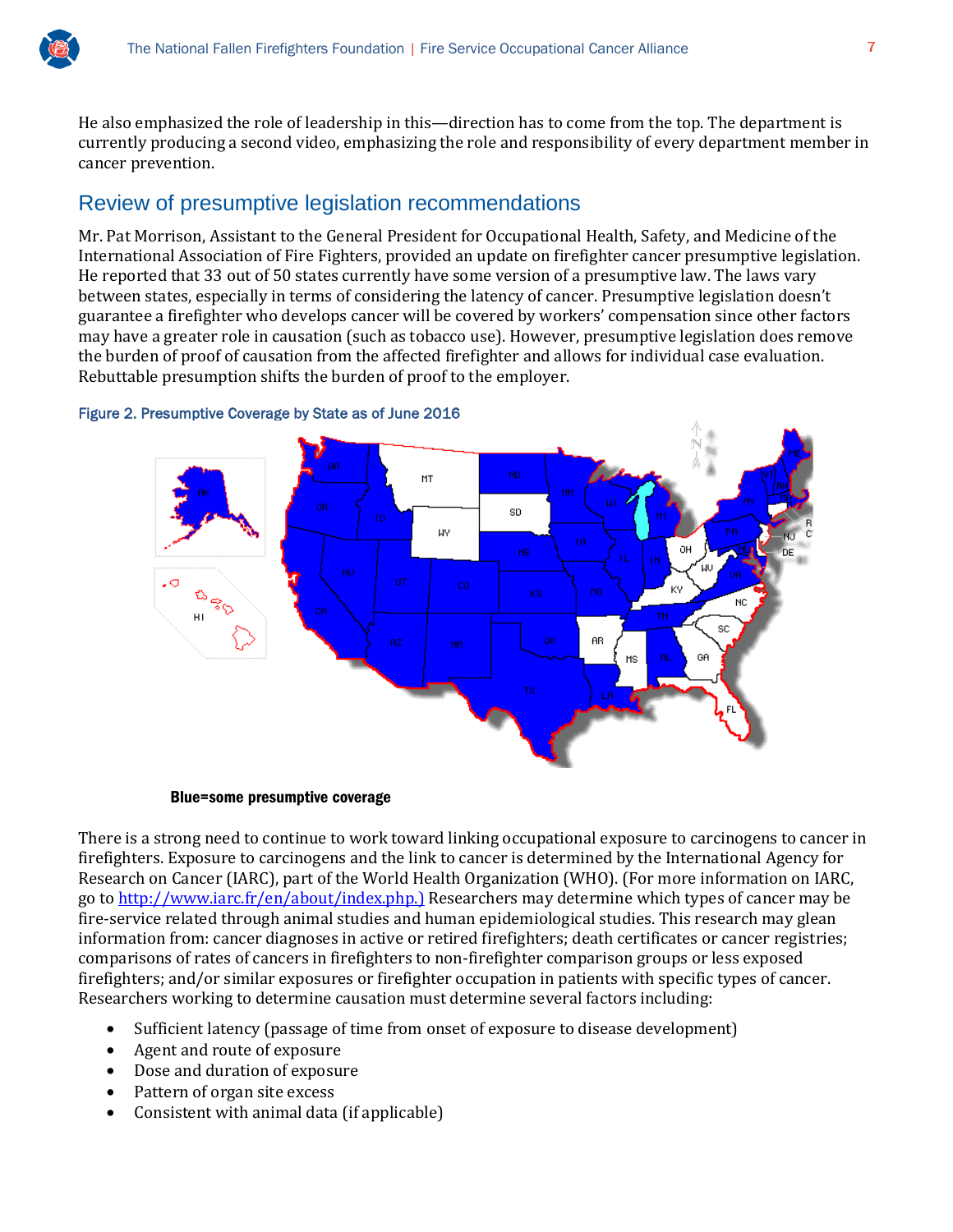He also emphasized the role of leadership in this—direction has to come from the top. The department is currently producing a second video, emphasizing the role and responsibility of every department member in cancer prevention.

## Review of presumptive legislation recommendations

Mr. Pat Morrison, Assistant to the General President for Occupational Health, Safety, and Medicine of the International Association of Fire Fighters, provided an update on firefighter cancer presumptive legislation. He reported that 33 out of 50 states currently have some version of a presumptive law. The laws vary between states, especially in terms of considering the latency of cancer. Presumptive legislation doesn't guarantee a firefighter who develops cancer will be covered by workers' compensation since other factors may have a greater role in causation (such as tobacco use). However, presumptive legislation does remove the burden of proof of causation from the affected firefighter and allows for individual case evaluation. Rebuttable presumption shifts the burden of proof to the employer.

Figure 2. Presumptive Coverage by State as of June 2016

**Blue=some presumptive coverage**

There is a strong need to continue to work toward linking occupational exposure to carcinogens to cancer in firefighters. Exposure to carcinogens and the link to cancer is determined by the International Agency for Research on Cancer (IARC), part of the World Health Organization (WHO). (For more information on IARC, go to http://www.iarc.fr/en/about/index.php.) Researchers may determine which types of cancer may be fire-service related through animal studies and human epidemiological studies. This research may glean information from: cancer diagnoses in active or retired firefighters; death certificates or cancer registries; comparisons of rates of cancers in firefighters to non-firefighter comparison groups or less exposed firefighters; and/or similar exposures or firefighter occupation in patients with specific types of cancer. Researchers working to determine causation must determine several factors including:

- Sufficient latency (passage of time from onset of exposure to disease development)
- Agent and route of exposure
- Dose and duration of exposure
- Pattern of organ site excess
- Consistent with animal data (if applicable)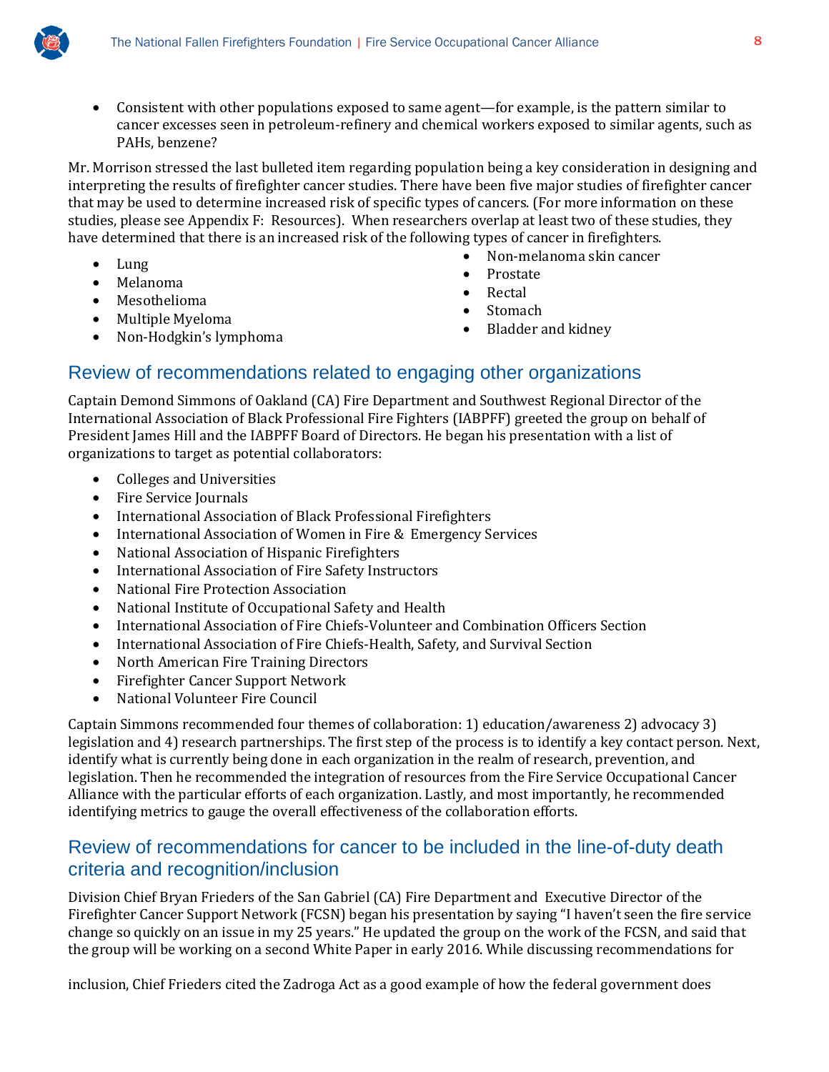- Consistent with other populations exposed to same agent—for example, is the pattern similar to cancer excesses seen in petroleum-refinery and chemical workers exposed to similar agents, such as PAHs, benzene?

Mr. Morrison stressed the last bulleted item regarding population being a key consideration in designing and interpreting the results of firefighter cancer studies. There have been five major studies of firefighter cancer that may be used to determine increased risk of specific types of cancers. (For more information on these studies, please see Appendix F: Resources). When researchers overlap at least two of these studies, they have determined that there is an increased risk of the following types of cancer in firefighters.

- Lung
- Melanoma
- Mesothelioma
- Multiple Myeloma
- Non-Hodgkin's lymphoma
- Non-melanoma skin cancer
- Prostate
- Rectal
- Stomach
- Bladder and kidney

## Review of recommendations related to engaging other organizations

Captain Demond Simmons of Oakland (CA) Fire Department and Southwest Regional Director of the International Association of Black Professional Fire Fighters (IABPFF) greeted the group on behalf of President James Hill and the IABPFF Board of Directors. He began his presentation with a list of organizations to target as potential collaborators:

- Colleges and Universities
- Fire Service Journals
- International Association of Black Professional Firefighters
- International Association of Women in Fire & Emergency Services
- National Association of Hispanic Firefighters
- International Association of Fire Safety Instructors
- National Fire Protection Association
- National Institute of Occupational Safety and Health
- International Association of Fire Chiefs-Volunteer and Combination Officers Section
- International Association of Fire Chiefs-Health, Safety, and Survival Section
- North American Fire Training Directors
- Firefighter Cancer Support Network
- National Volunteer Fire Council

Captain Simmons recommended four themes of collaboration: 1) education/awareness 2) advocacy 3) legislation and 4) research partnerships. The first step of the process is to identify a key contact person. Next, identify what is currently being done in each organization in the realm of research, prevention, and legislation. Then he recommended the integration of resources from the Fire Service Occupational Cancer Alliance with the particular efforts of each organization. Lastly, and most importantly, he recommended identifying metrics to gauge the overall effectiveness of the collaboration efforts.

## Review of recommendations for cancer to be included in the line-of-duty death criteria and recognition/inclusion

Division Chief Bryan Frieders of the San Gabriel (CA) Fire Department and Executive Director of the Firefighter Cancer Support Network (FCSN) began his presentation by saying "I haven't seen the fire service change so quickly on an issue in my 25 years." He updated the group on the work of the FCSN, and said that the group will be working on a second White Paper in early 2016. While discussing recommendations for

inclusion, Chief Frieders cited the Zadroga Act as a good example of how the federal government does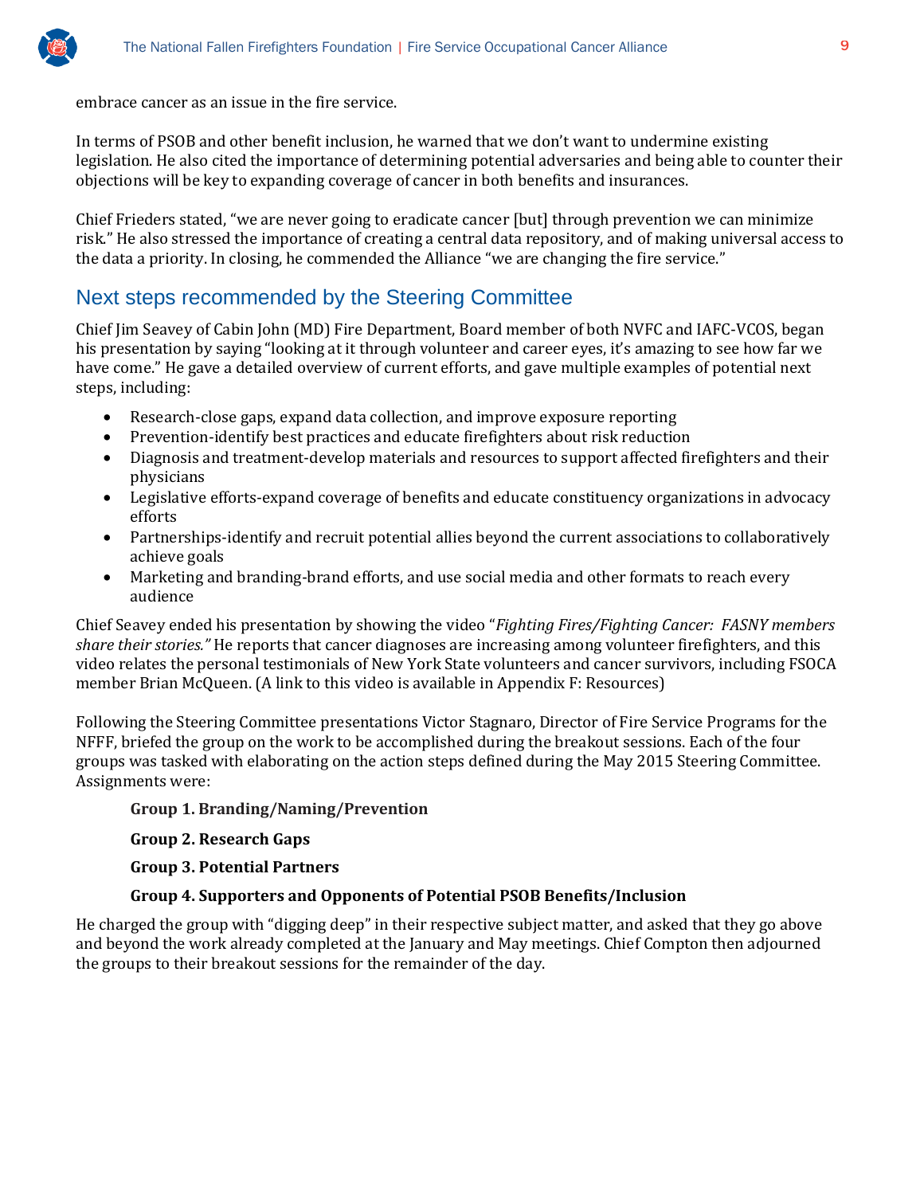embrace cancer as an issue in the fire service.

In terms of PSOB and other benefit inclusion, he warned that we don't want to undermine existing legislation. He also cited the importance of determining potential adversaries and being able to counter their objections will be key to expanding coverage of cancer in both benefits and insurances.

Chief Frieders stated, "we are never going to eradicate cancer [but] through prevention we can minimize risk." He also stressed the importance of creating a central data repository, and of making universal access to the data a priority. In closing, he commended the Alliance "we are changing the fire service."

## Next steps recommended by the Steering Committee

Chief Jim Seavey of Cabin John (MD) Fire Department, Board member of both NVFC and IAFC-VCOS, began his presentation by saying "looking at it through volunteer and career eyes, it's amazing to see how far we have come." He gave a detailed overview of current efforts, and gave multiple examples of potential next steps, including:

- Research-close gaps, expand data collection, and improve exposure reporting
- Prevention-identify best practices and educate firefighters about risk reduction
- Diagnosis and treatment-develop materials and resources to support affected firefighters and their physicians
- Legislative efforts-expand coverage of benefits and educate constituency organizations in advocacy efforts
- Partnerships-identify and recruit potential allies beyond the current associations to collaboratively achieve goals
- Marketing and branding-brand efforts, and use social media and other formats to reach every audience

Chief Seavey ended his presentation by showing the video "*Fighting Fires/Fighting Cancer: FASNY members share their stories.*" He reports that cancer diagnoses are increasing among volunteer firefighters, and this video relates the personal testimonials of New York State volunteers and cancer survivors, including FSOCA member Brian McQueen. (A link to this video is available in Appendix F: Resources)

Following the Steering Committee presentations Victor Stagnaro, Director of Fire Service Programs for the NFFF, briefed the group on the work to be accomplished during the breakout sessions. Each of the four groups was tasked with elaborating on the action steps defined during the May 2015 Steering Committee. Assignments were:

**Group 1. Branding/Naming/Prevention**

**Group 2. Research Gaps**

**Group 3. Potential Partners**

**Group 4. Supporters and Opponents of Potential PSOB Benefits/Inclusion**

He charged the group with "digging deep" in their respective subject matter, and asked that they go above and beyond the work already completed at the January and May meetings. Chief Compton then adjourned the groups to their breakout sessions for the remainder of the day.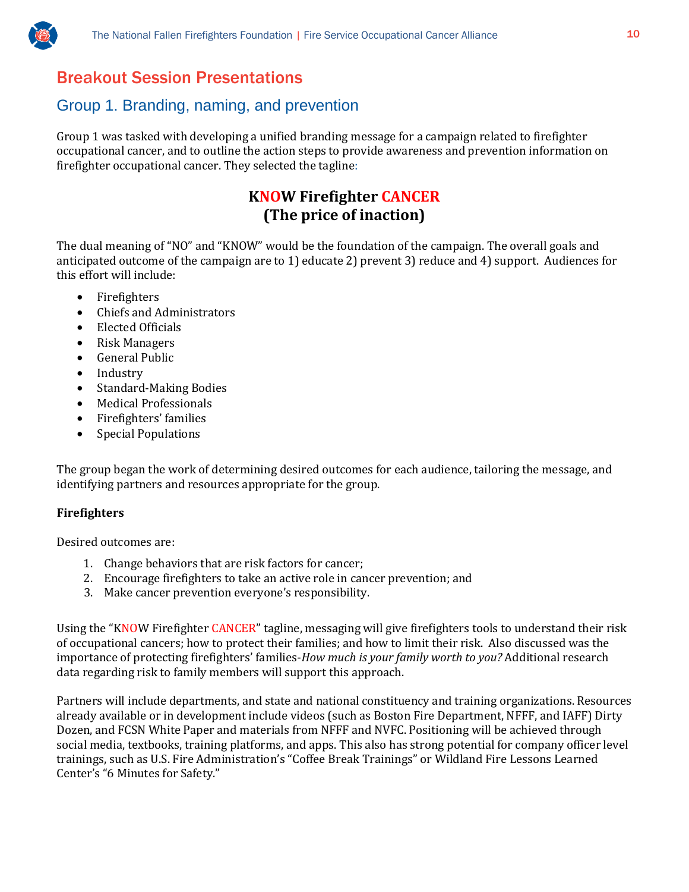## Breakout Session Presentations

### Group 1. Branding, naming, and prevention

Group 1 was tasked with developing a unified branding message for a campaign related to firefighter occupational cancer, and to outline the action steps to provide awareness and prevention information on firefighter occupational cancer. They selected the tagline:

**KNOW Firefighter CANCER**
**(The price of inaction)**

The dual meaning of "NO" and "KNOW" would be the foundation of the campaign. The overall goals and anticipated outcome of the campaign are to 1) educate 2) prevent 3) reduce and 4) support. Audiences for this effort will include:

- Firefighters
- Chiefs and Administrators
- Elected Officials
- Risk Managers
- General Public
- Industry
- Standard-Making Bodies
- Medical Professionals
- Firefighters' families
- Special Populations

The group began the work of determining desired outcomes for each audience, tailoring the message, and identifying partners and resources appropriate for the group.

**Firefighters**

Desired outcomes are:

1. Change behaviors that are risk factors for cancer;
2. Encourage firefighters to take an active role in cancer prevention; and
3. Make cancer prevention everyone's responsibility.

Using the "KNOW Firefighter CANCER" tagline, messaging will give firefighters tools to understand their risk of occupational cancers; how to protect their families; and how to limit their risk. Also discussed was the importance of protecting firefighters' families-*How much is your family worth to you?* Additional research data regarding risk to family members will support this approach.

Partners will include departments, and state and national constituency and training organizations. Resources already available or in development include videos (such as Boston Fire Department, NFFF, and IAFF) Dirty Dozen, and FCSN White Paper and materials from NFFF and NVFC. Positioning will be achieved through social media, textbooks, training platforms, and apps. This also has strong potential for company officer level trainings, such as U.S. Fire Administration's "Coffee Break Trainings" or Wildland Fire Lessons Learned Center's "6 Minutes for Safety."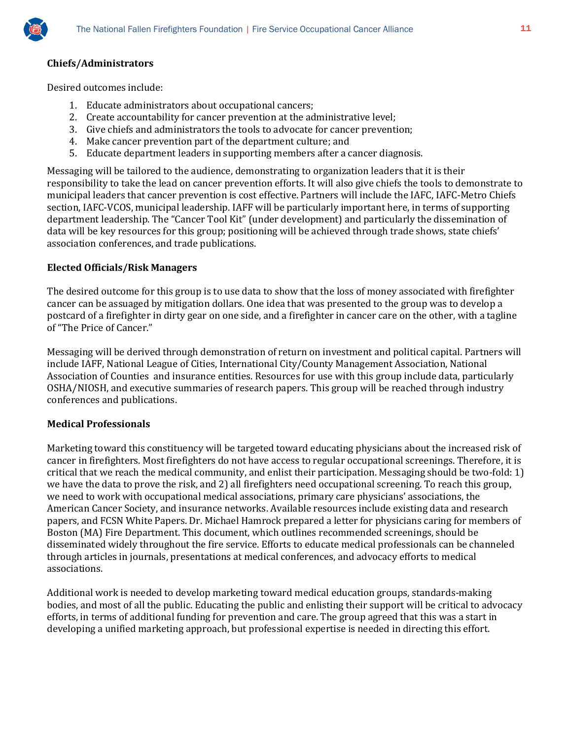**Chiefs/Administrators**

Desired outcomes include:

1. Educate administrators about occupational cancers;
2. Create accountability for cancer prevention at the administrative level;
3. Give chiefs and administrators the tools to advocate for cancer prevention;
4. Make cancer prevention part of the department culture; and
5. Educate department leaders in supporting members after a cancer diagnosis.

Messaging will be tailored to the audience, demonstrating to organization leaders that it is their responsibility to take the lead on cancer prevention efforts. It will also give chiefs the tools to demonstrate to municipal leaders that cancer prevention is cost effective. Partners will include the IAFC, IAFC-Metro Chiefs section, IAFC-VCOS, municipal leadership. IAFF will be particularly important here, in terms of supporting department leadership. The "Cancer Tool Kit" (under development) and particularly the dissemination of data will be key resources for this group; positioning will be achieved through trade shows, state chiefs' association conferences, and trade publications.

**Elected Officials/Risk Managers**

The desired outcome for this group is to use data to show that the loss of money associated with firefighter cancer can be assuaged by mitigation dollars. One idea that was presented to the group was to develop a postcard of a firefighter in dirty gear on one side, and a firefighter in cancer care on the other, with a tagline of "The Price of Cancer."

Messaging will be derived through demonstration of return on investment and political capital. Partners will include IAFF, National League of Cities, International City/County Management Association, National Association of Counties and insurance entities. Resources for use with this group include data, particularly OSHA/NIOSH, and executive summaries of research papers. This group will be reached through industry conferences and publications.

**Medical Professionals**

Marketing toward this constituency will be targeted toward educating physicians about the increased risk of cancer in firefighters. Most firefighters do not have access to regular occupational screenings. Therefore, it is critical that we reach the medical community, and enlist their participation. Messaging should be two-fold: 1) we have the data to prove the risk, and 2) all firefighters need occupational screening. To reach this group, we need to work with occupational medical associations, primary care physicians' associations, the American Cancer Society, and insurance networks. Available resources include existing data and research papers, and FCSN White Papers. Dr. Michael Hamrock prepared a letter for physicians caring for members of Boston (MA) Fire Department. This document, which outlines recommended screenings, should be disseminated widely throughout the fire service. Efforts to educate medical professionals can be channeled through articles in journals, presentations at medical conferences, and advocacy efforts to medical associations.

Additional work is needed to develop marketing toward medical education groups, standards-making bodies, and most of all the public. Educating the public and enlisting their support will be critical to advocacy efforts, in terms of additional funding for prevention and care. The group agreed that this was a start in developing a unified marketing approach, but professional expertise is needed in directing this effort.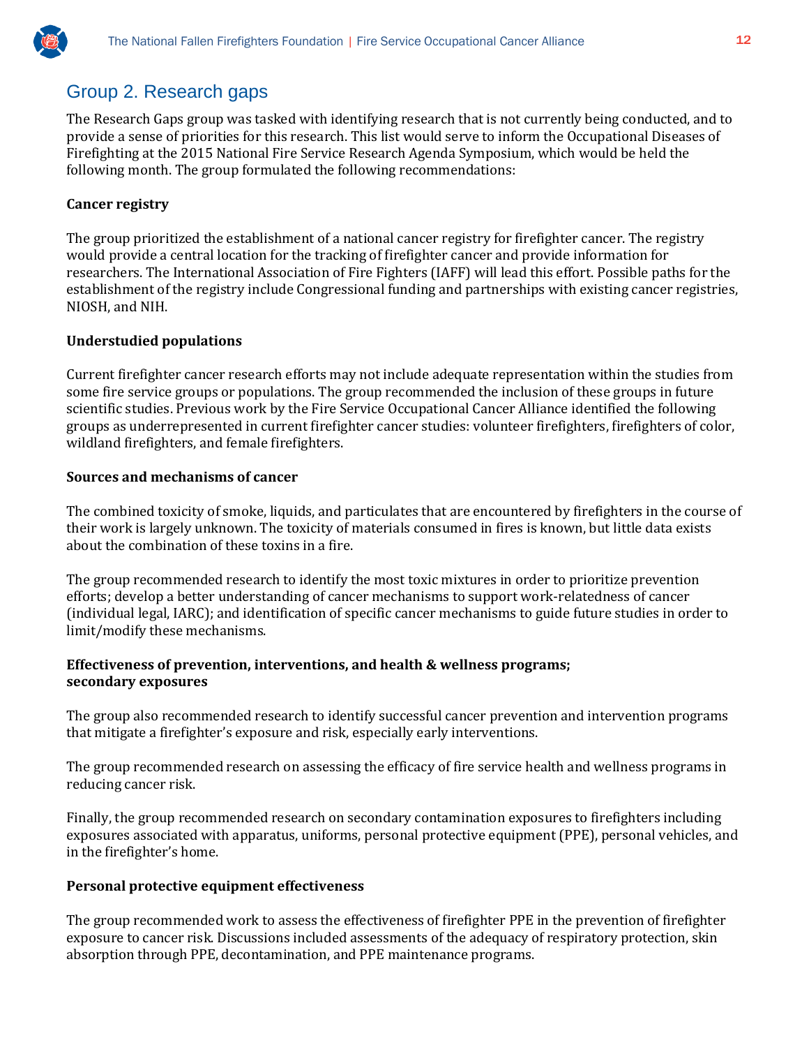## Group 2. Research gaps

The Research Gaps group was tasked with identifying research that is not currently being conducted, and to provide a sense of priorities for this research. This list would serve to inform the Occupational Diseases of Firefighting at the 2015 National Fire Service Research Agenda Symposium, which would be held the following month. The group formulated the following recommendations:

**Cancer registry**

The group prioritized the establishment of a national cancer registry for firefighter cancer. The registry would provide a central location for the tracking of firefighter cancer and provide information for researchers. The International Association of Fire Fighters (IAFF) will lead this effort. Possible paths for the establishment of the registry include Congressional funding and partnerships with existing cancer registries, NIOSH, and NIH.

**Understudied populations**

Current firefighter cancer research efforts may not include adequate representation within the studies from some fire service groups or populations. The group recommended the inclusion of these groups in future scientific studies. Previous work by the Fire Service Occupational Cancer Alliance identified the following groups as underrepresented in current firefighter cancer studies: volunteer firefighters, firefighters of color, wildland firefighters, and female firefighters.

**Sources and mechanisms of cancer**

The combined toxicity of smoke, liquids, and particulates that are encountered by firefighters in the course of their work is largely unknown. The toxicity of materials consumed in fires is known, but little data exists about the combination of these toxins in a fire.

The group recommended research to identify the most toxic mixtures in order to prioritize prevention efforts; develop a better understanding of cancer mechanisms to support work-relatedness of cancer (individual legal, IARC); and identification of specific cancer mechanisms to guide future studies in order to limit/modify these mechanisms.

**Effectiveness of prevention, interventions, and health & wellness programs; secondary exposures**

The group also recommended research to identify successful cancer prevention and intervention programs that mitigate a firefighter's exposure and risk, especially early interventions.

The group recommended research on assessing the efficacy of fire service health and wellness programs in reducing cancer risk.

Finally, the group recommended research on secondary contamination exposures to firefighters including exposures associated with apparatus, uniforms, personal protective equipment (PPE), personal vehicles, and in the firefighter's home.

**Personal protective equipment effectiveness**

The group recommended work to assess the effectiveness of firefighter PPE in the prevention of firefighter exposure to cancer risk. Discussions included assessments of the adequacy of respiratory protection, skin absorption through PPE, decontamination, and PPE maintenance programs.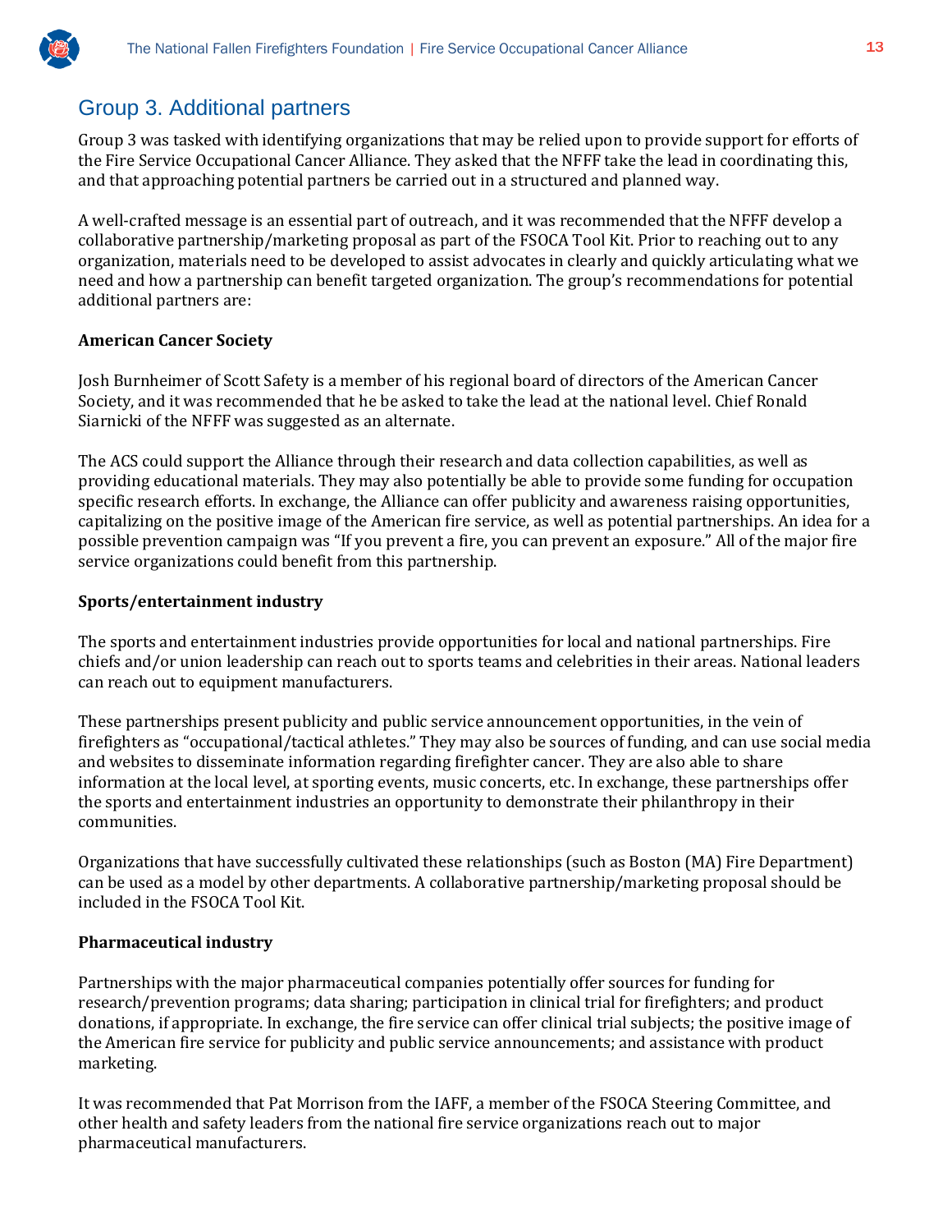## Group 3. Additional partners

Group 3 was tasked with identifying organizations that may be relied upon to provide support for efforts of the Fire Service Occupational Cancer Alliance. They asked that the NFFF take the lead in coordinating this, and that approaching potential partners be carried out in a structured and planned way.

A well-crafted message is an essential part of outreach, and it was recommended that the NFFF develop a collaborative partnership/marketing proposal as part of the FSOCA Tool Kit. Prior to reaching out to any organization, materials need to be developed to assist advocates in clearly and quickly articulating what we need and how a partnership can benefit targeted organization. The group's recommendations for potential additional partners are:

**American Cancer Society**

Josh Burnheimer of Scott Safety is a member of his regional board of directors of the American Cancer Society, and it was recommended that he be asked to take the lead at the national level. Chief Ronald Siarnicki of the NFFF was suggested as an alternate.

The ACS could support the Alliance through their research and data collection capabilities, as well as providing educational materials. They may also potentially be able to provide some funding for occupation specific research efforts. In exchange, the Alliance can offer publicity and awareness raising opportunities, capitalizing on the positive image of the American fire service, as well as potential partnerships. An idea for a possible prevention campaign was "If you prevent a fire, you can prevent an exposure." All of the major fire service organizations could benefit from this partnership.

**Sports/entertainment industry**

The sports and entertainment industries provide opportunities for local and national partnerships. Fire chiefs and/or union leadership can reach out to sports teams and celebrities in their areas. National leaders can reach out to equipment manufacturers.

These partnerships present publicity and public service announcement opportunities, in the vein of firefighters as "occupational/tactical athletes." They may also be sources of funding, and can use social media and websites to disseminate information regarding firefighter cancer. They are also able to share information at the local level, at sporting events, music concerts, etc. In exchange, these partnerships offer the sports and entertainment industries an opportunity to demonstrate their philanthropy in their communities.

Organizations that have successfully cultivated these relationships (such as Boston (MA) Fire Department) can be used as a model by other departments. A collaborative partnership/marketing proposal should be included in the FSOCA Tool Kit.

**Pharmaceutical industry**

Partnerships with the major pharmaceutical companies potentially offer sources for funding for research/prevention programs; data sharing; participation in clinical trial for firefighters; and product donations, if appropriate. In exchange, the fire service can offer clinical trial subjects; the positive image of the American fire service for publicity and public service announcements; and assistance with product marketing.

It was recommended that Pat Morrison from the IAFF, a member of the FSOCA Steering Committee, and other health and safety leaders from the national fire service organizations reach out to major pharmaceutical manufacturers.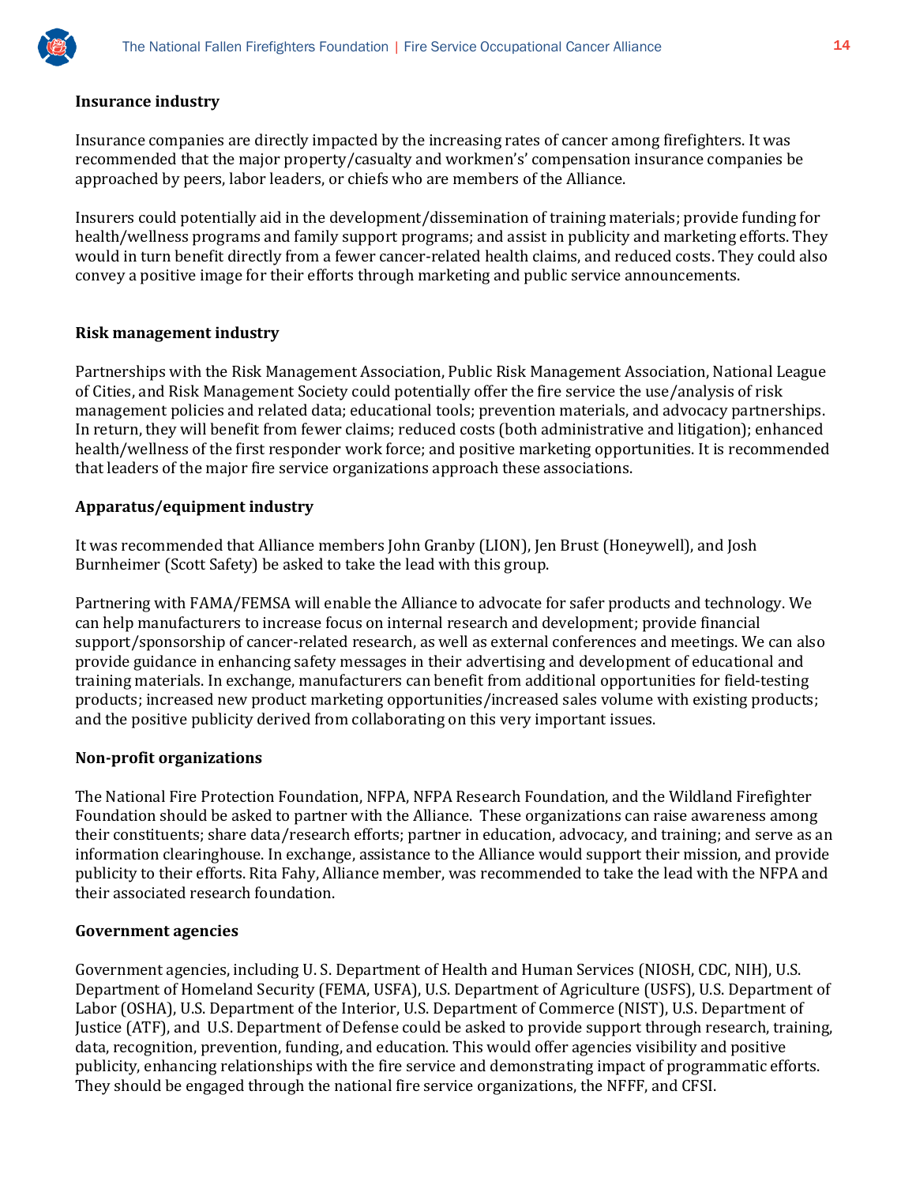**Insurance industry**

Insurance companies are directly impacted by the increasing rates of cancer among firefighters. It was recommended that the major property/casualty and workmen's' compensation insurance companies be approached by peers, labor leaders, or chiefs who are members of the Alliance.

Insurers could potentially aid in the development/dissemination of training materials; provide funding for health/wellness programs and family support programs; and assist in publicity and marketing efforts. They would in turn benefit directly from a fewer cancer-related health claims, and reduced costs. They could also convey a positive image for their efforts through marketing and public service announcements.

**Risk management industry**

Partnerships with the Risk Management Association, Public Risk Management Association, National League of Cities, and Risk Management Society could potentially offer the fire service the use/analysis of risk management policies and related data; educational tools; prevention materials, and advocacy partnerships. In return, they will benefit from fewer claims; reduced costs (both administrative and litigation); enhanced health/wellness of the first responder work force; and positive marketing opportunities. It is recommended that leaders of the major fire service organizations approach these associations.

**Apparatus/equipment industry**

It was recommended that Alliance members John Granby (LION), Jen Brust (Honeywell), and Josh Burnheimer (Scott Safety) be asked to take the lead with this group.

Partnering with FAMA/FEMSA will enable the Alliance to advocate for safer products and technology. We can help manufacturers to increase focus on internal research and development; provide financial support/sponsorship of cancer-related research, as well as external conferences and meetings. We can also provide guidance in enhancing safety messages in their advertising and development of educational and training materials. In exchange, manufacturers can benefit from additional opportunities for field-testing products; increased new product marketing opportunities/increased sales volume with existing products; and the positive publicity derived from collaborating on this very important issues.

**Non-profit organizations**

The National Fire Protection Foundation, NFPA, NFPA Research Foundation, and the Wildland Firefighter Foundation should be asked to partner with the Alliance. These organizations can raise awareness among their constituents; share data/research efforts; partner in education, advocacy, and training; and serve as an information clearinghouse. In exchange, assistance to the Alliance would support their mission, and provide publicity to their efforts. Rita Fahy, Alliance member, was recommended to take the lead with the NFPA and their associated research foundation.

**Government agencies**

Government agencies, including U. S. Department of Health and Human Services (NIOSH, CDC, NIH), U.S. Department of Homeland Security (FEMA, USFA), U.S. Department of Agriculture (USFS), U.S. Department of Labor (OSHA), U.S. Department of the Interior, U.S. Department of Commerce (NIST), U.S. Department of Justice (ATF), and U.S. Department of Defense could be asked to provide support through research, training, data, recognition, prevention, funding, and education. This would offer agencies visibility and positive publicity, enhancing relationships with the fire service and demonstrating impact of programmatic efforts. They should be engaged through the national fire service organizations, the NFFF, and CFSI.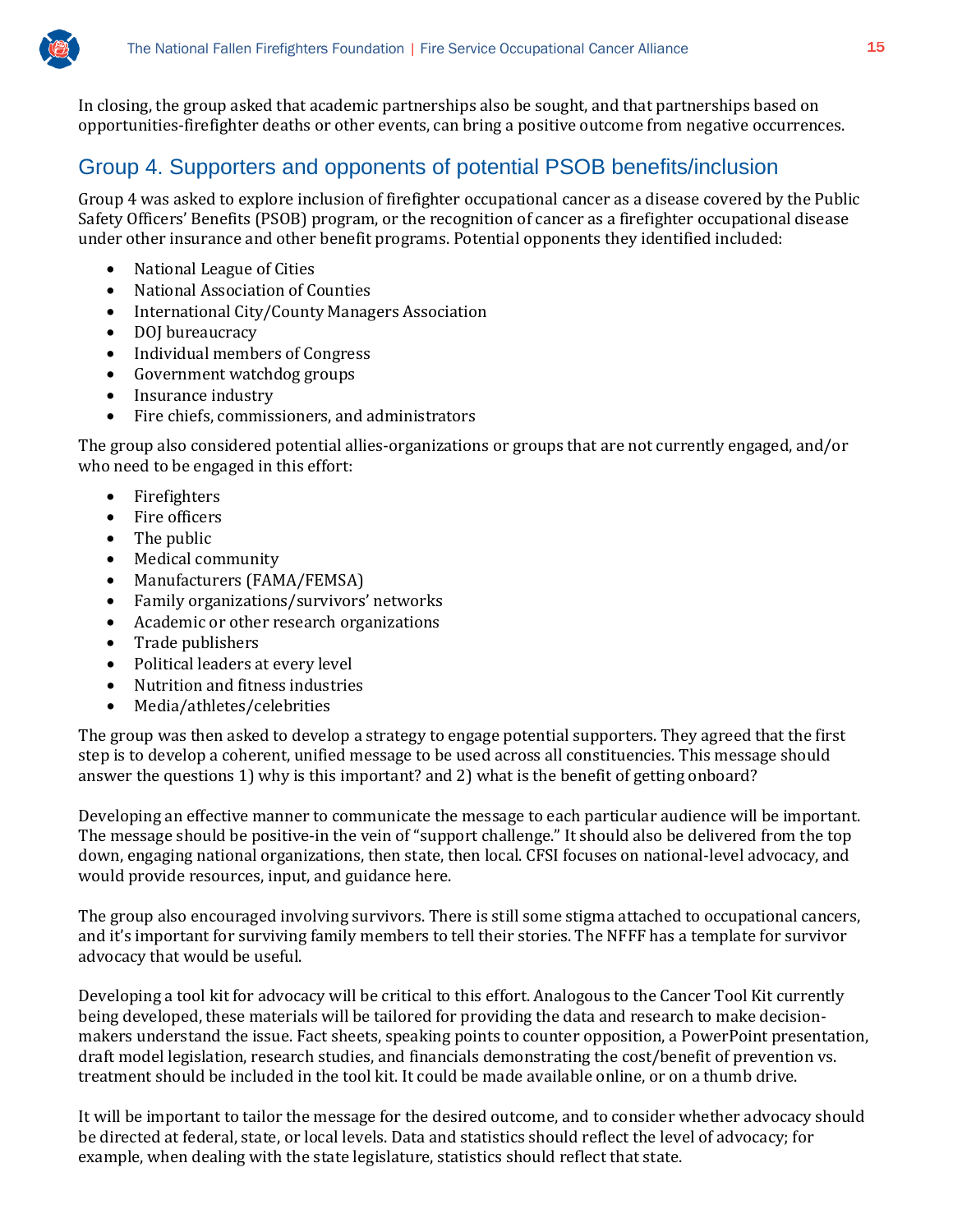In closing, the group asked that academic partnerships also be sought, and that partnerships based on opportunities-firefighter deaths or other events, can bring a positive outcome from negative occurrences.

## Group 4. Supporters and opponents of potential PSOB benefits/inclusion

Group 4 was asked to explore inclusion of firefighter occupational cancer as a disease covered by the Public Safety Officers' Benefits (PSOB) program, or the recognition of cancer as a firefighter occupational disease under other insurance and other benefit programs. Potential opponents they identified included:

- National League of Cities
- National Association of Counties
- International City/County Managers Association
- DOJ bureaucracy
- Individual members of Congress
- Government watchdog groups
- Insurance industry
- Fire chiefs, commissioners, and administrators

The group also considered potential allies-organizations or groups that are not currently engaged, and/or who need to be engaged in this effort:

- Firefighters
- Fire officers
- The public
- Medical community
- Manufacturers (FAMA/FEMSA)
- Family organizations/survivors' networks
- Academic or other research organizations
- Trade publishers
- Political leaders at every level
- Nutrition and fitness industries
- Media/athletes/celebrities

The group was then asked to develop a strategy to engage potential supporters. They agreed that the first step is to develop a coherent, unified message to be used across all constituencies. This message should answer the questions 1) why is this important? and 2) what is the benefit of getting onboard?

Developing an effective manner to communicate the message to each particular audience will be important. The message should be positive-in the vein of "support challenge." It should also be delivered from the top down, engaging national organizations, then state, then local. CFSI focuses on national-level advocacy, and would provide resources, input, and guidance here.

The group also encouraged involving survivors. There is still some stigma attached to occupational cancers, and it's important for surviving family members to tell their stories. The NFFF has a template for survivor advocacy that would be useful.

Developing a tool kit for advocacy will be critical to this effort. Analogous to the Cancer Tool Kit currently being developed, these materials will be tailored for providing the data and research to make decision-makers understand the issue. Fact sheets, speaking points to counter opposition, a PowerPoint presentation, draft model legislation, research studies, and financials demonstrating the cost/benefit of prevention vs. treatment should be included in the tool kit. It could be made available online, or on a thumb drive.

It will be important to tailor the message for the desired outcome, and to consider whether advocacy should be directed at federal, state, or local levels. Data and statistics should reflect the level of advocacy; for example, when dealing with the state legislature, statistics should reflect that state.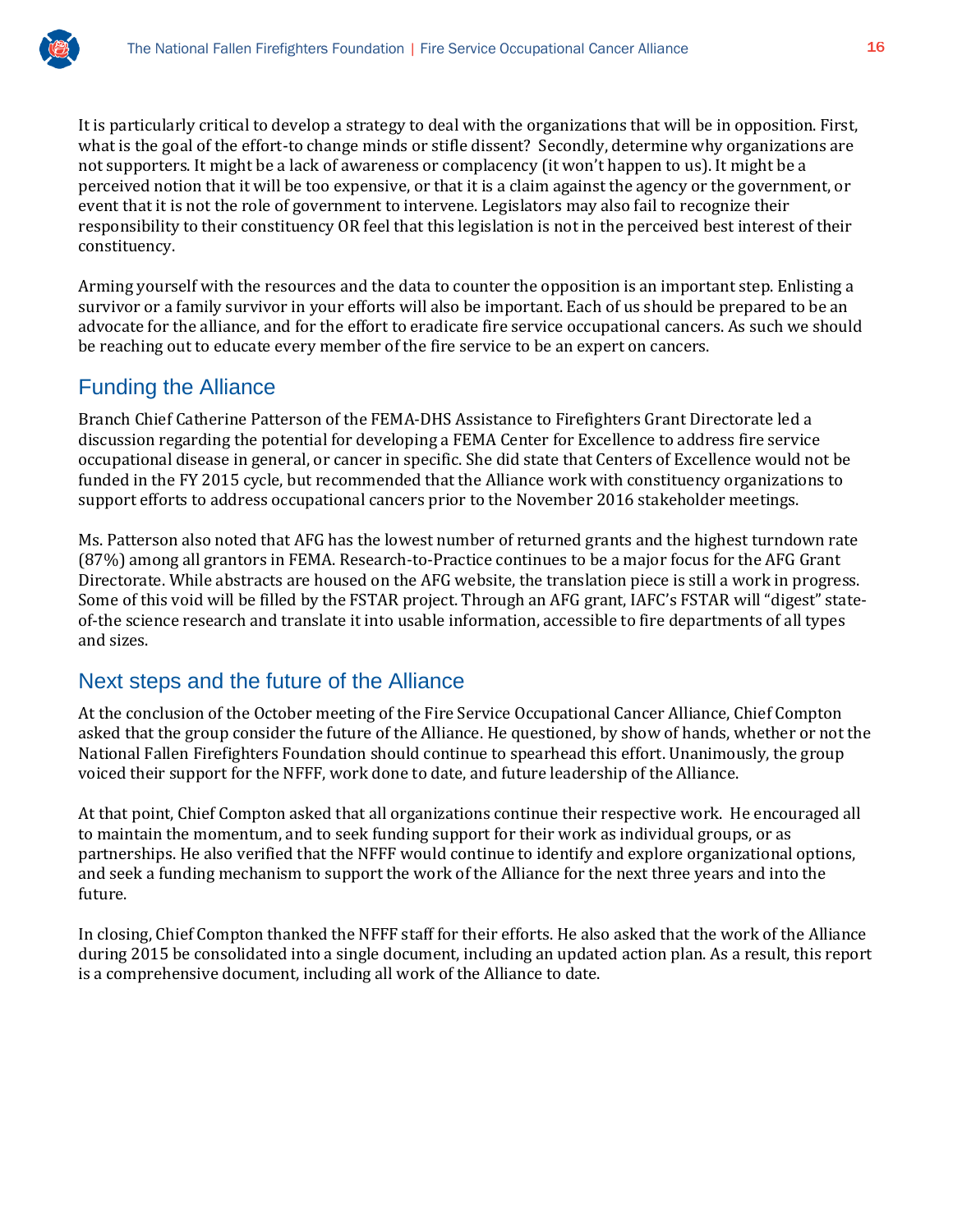It is particularly critical to develop a strategy to deal with the organizations that will be in opposition. First, what is the goal of the effort-to change minds or stifle dissent? Secondly, determine why organizations are not supporters. It might be a lack of awareness or complacency (it won't happen to us). It might be a perceived notion that it will be too expensive, or that it is a claim against the agency or the government, or event that it is not the role of government to intervene. Legislators may also fail to recognize their responsibility to their constituency OR feel that this legislation is not in the perceived best interest of their constituency.

Arming yourself with the resources and the data to counter the opposition is an important step. Enlisting a survivor or a family survivor in your efforts will also be important. Each of us should be prepared to be an advocate for the alliance, and for the effort to eradicate fire service occupational cancers. As such we should be reaching out to educate every member of the fire service to be an expert on cancers.

## Funding the Alliance

Branch Chief Catherine Patterson of the FEMA-DHS Assistance to Firefighters Grant Directorate led a discussion regarding the potential for developing a FEMA Center for Excellence to address fire service occupational disease in general, or cancer in specific. She did state that Centers of Excellence would not be funded in the FY 2015 cycle, but recommended that the Alliance work with constituency organizations to support efforts to address occupational cancers prior to the November 2016 stakeholder meetings.

Ms. Patterson also noted that AFG has the lowest number of returned grants and the highest turndown rate (87%) among all grantors in FEMA. Research-to-Practice continues to be a major focus for the AFG Grant Directorate. While abstracts are housed on the AFG website, the translation piece is still a work in progress. Some of this void will be filled by the FSTAR project. Through an AFG grant, IAFC's FSTAR will "digest" state-of-the science research and translate it into usable information, accessible to fire departments of all types and sizes.

## Next steps and the future of the Alliance

At the conclusion of the October meeting of the Fire Service Occupational Cancer Alliance, Chief Compton asked that the group consider the future of the Alliance. He questioned, by show of hands, whether or not the National Fallen Firefighters Foundation should continue to spearhead this effort. Unanimously, the group voiced their support for the NFFF, work done to date, and future leadership of the Alliance.

At that point, Chief Compton asked that all organizations continue their respective work. He encouraged all to maintain the momentum, and to seek funding support for their work as individual groups, or as partnerships. He also verified that the NFFF would continue to identify and explore organizational options, and seek a funding mechanism to support the work of the Alliance for the next three years and into the future.

In closing, Chief Compton thanked the NFFF staff for their efforts. He also asked that the work of the Alliance during 2015 be consolidated into a single document, including an updated action plan. As a result, this report is a comprehensive document, including all work of the Alliance to date.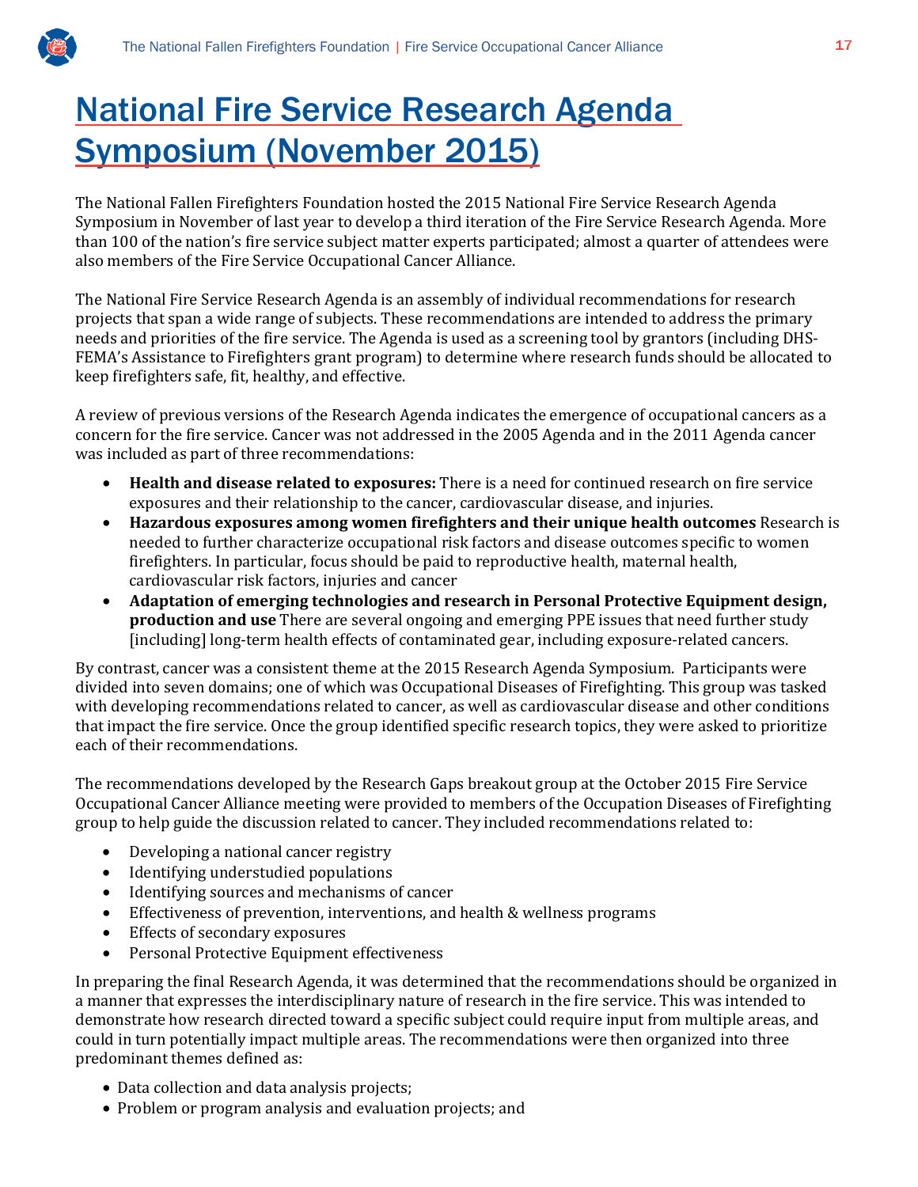# National Fire Service Research Agenda Symposium (November 2015)

The National Fallen Firefighters Foundation hosted the 2015 National Fire Service Research Agenda Symposium in November of last year to develop a third iteration of the Fire Service Research Agenda. More than 100 of the nation's fire service subject matter experts participated; almost a quarter of attendees were also members of the Fire Service Occupational Cancer Alliance.

The National Fire Service Research Agenda is an assembly of individual recommendations for research projects that span a wide range of subjects. These recommendations are intended to address the primary needs and priorities of the fire service. The Agenda is used as a screening tool by grantors (including DHS-FEMA's Assistance to Firefighters grant program) to determine where research funds should be allocated to keep firefighters safe, fit, healthy, and effective.

A review of previous versions of the Research Agenda indicates the emergence of occupational cancers as a concern for the fire service. Cancer was not addressed in the 2005 Agenda and in the 2011 Agenda cancer was included as part of three recommendations:

- **Health and disease related to exposures:** There is a need for continued research on fire service exposures and their relationship to the cancer, cardiovascular disease, and injuries.
- **Hazardous exposures among women firefighters and their unique health outcomes** Research is needed to further characterize occupational risk factors and disease outcomes specific to women firefighters. In particular, focus should be paid to reproductive health, maternal health, cardiovascular risk factors, injuries and cancer
- **Adaptation of emerging technologies and research in Personal Protective Equipment design, production and use** There are several ongoing and emerging PPE issues that need further study [including] long-term health effects of contaminated gear, including exposure-related cancers.

By contrast, cancer was a consistent theme at the 2015 Research Agenda Symposium. Participants were divided into seven domains; one of which was Occupational Diseases of Firefighting. This group was tasked with developing recommendations related to cancer, as well as cardiovascular disease and other conditions that impact the fire service. Once the group identified specific research topics, they were asked to prioritize each of their recommendations.

The recommendations developed by the Research Gaps breakout group at the October 2015 Fire Service Occupational Cancer Alliance meeting were provided to members of the Occupation Diseases of Firefighting group to help guide the discussion related to cancer. They included recommendations related to:

- Developing a national cancer registry
- Identifying understudied populations
- Identifying sources and mechanisms of cancer
- Effectiveness of prevention, interventions, and health & wellness programs
- Effects of secondary exposures
- Personal Protective Equipment effectiveness

In preparing the final Research Agenda, it was determined that the recommendations should be organized in a manner that expresses the interdisciplinary nature of research in the fire service. This was intended to demonstrate how research directed toward a specific subject could require input from multiple areas, and could in turn potentially impact multiple areas. The recommendations were then organized into three predominant themes defined as:

- Data collection and data analysis projects;
- Problem or program analysis and evaluation projects; and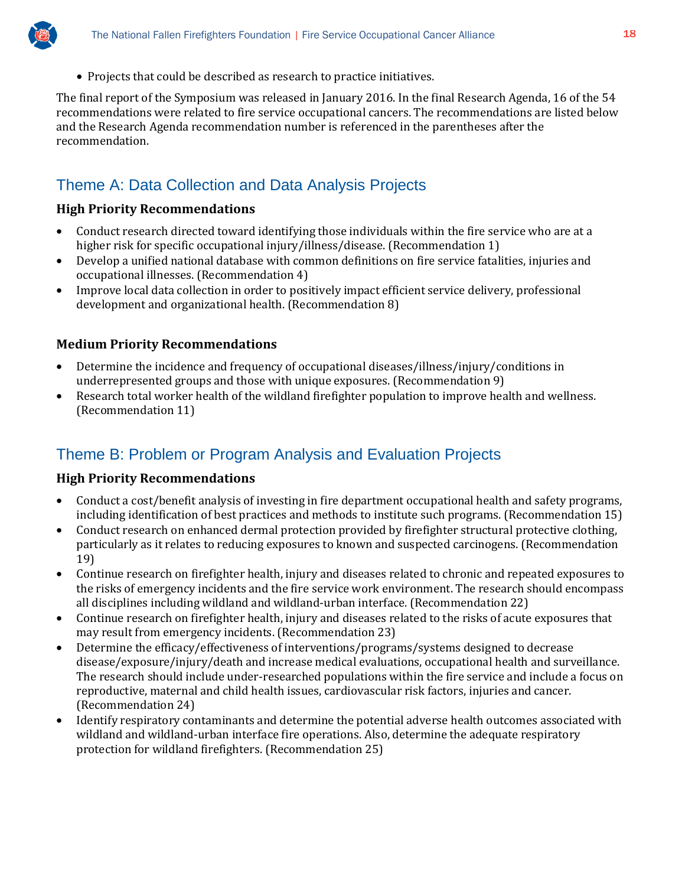- Projects that could be described as research to practice initiatives.

The final report of the Symposium was released in January 2016. In the final Research Agenda, 16 of the 54 recommendations were related to fire service occupational cancers. The recommendations are listed below and the Research Agenda recommendation number is referenced in the parentheses after the recommendation.

## Theme A: Data Collection and Data Analysis Projects

### High Priority Recommendations

- Conduct research directed toward identifying those individuals within the fire service who are at a higher risk for specific occupational injury/illness/disease. (Recommendation 1)
- Develop a unified national database with common definitions on fire service fatalities, injuries and occupational illnesses. (Recommendation 4)
- Improve local data collection in order to positively impact efficient service delivery, professional development and organizational health. (Recommendation 8)

### Medium Priority Recommendations

- Determine the incidence and frequency of occupational diseases/illness/injury/conditions in underrepresented groups and those with unique exposures. (Recommendation 9)
- Research total worker health of the wildland firefighter population to improve health and wellness. (Recommendation 11)

## Theme B: Problem or Program Analysis and Evaluation Projects

### High Priority Recommendations

- Conduct a cost/benefit analysis of investing in fire department occupational health and safety programs, including identification of best practices and methods to institute such programs. (Recommendation 15)
- Conduct research on enhanced dermal protection provided by firefighter structural protective clothing, particularly as it relates to reducing exposures to known and suspected carcinogens. (Recommendation 19)
- Continue research on firefighter health, injury and diseases related to chronic and repeated exposures to the risks of emergency incidents and the fire service work environment. The research should encompass all disciplines including wildland and wildland-urban interface. (Recommendation 22)
- Continue research on firefighter health, injury and diseases related to the risks of acute exposures that may result from emergency incidents. (Recommendation 23)
- Determine the efficacy/effectiveness of interventions/programs/systems designed to decrease disease/exposure/injury/death and increase medical evaluations, occupational health and surveillance. The research should include under-researched populations within the fire service and include a focus on reproductive, maternal and child health issues, cardiovascular risk factors, injuries and cancer. (Recommendation 24)
- Identify respiratory contaminants and determine the potential adverse health outcomes associated with wildland and wildland-urban interface fire operations. Also, determine the adequate respiratory protection for wildland firefighters. (Recommendation 25)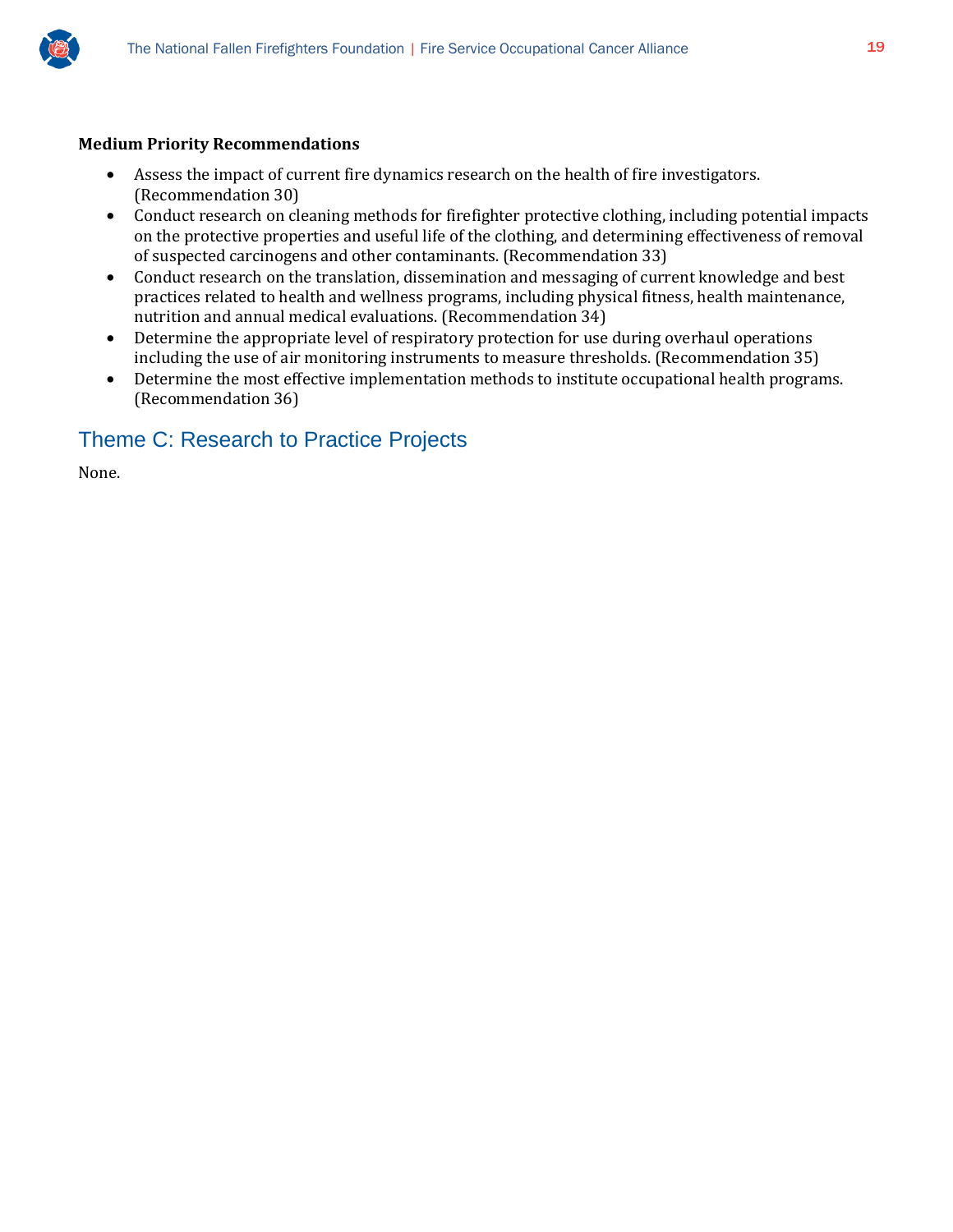**Medium Priority Recommendations**

- Assess the impact of current fire dynamics research on the health of fire investigators. (Recommendation 30)
- Conduct research on cleaning methods for firefighter protective clothing, including potential impacts on the protective properties and useful life of the clothing, and determining effectiveness of removal of suspected carcinogens and other contaminants. (Recommendation 33)
- Conduct research on the translation, dissemination and messaging of current knowledge and best practices related to health and wellness programs, including physical fitness, health maintenance, nutrition and annual medical evaluations. (Recommendation 34)
- Determine the appropriate level of respiratory protection for use during overhaul operations including the use of air monitoring instruments to measure thresholds. (Recommendation 35)
- Determine the most effective implementation methods to institute occupational health programs. (Recommendation 36)

## Theme C: Research to Practice Projects

None.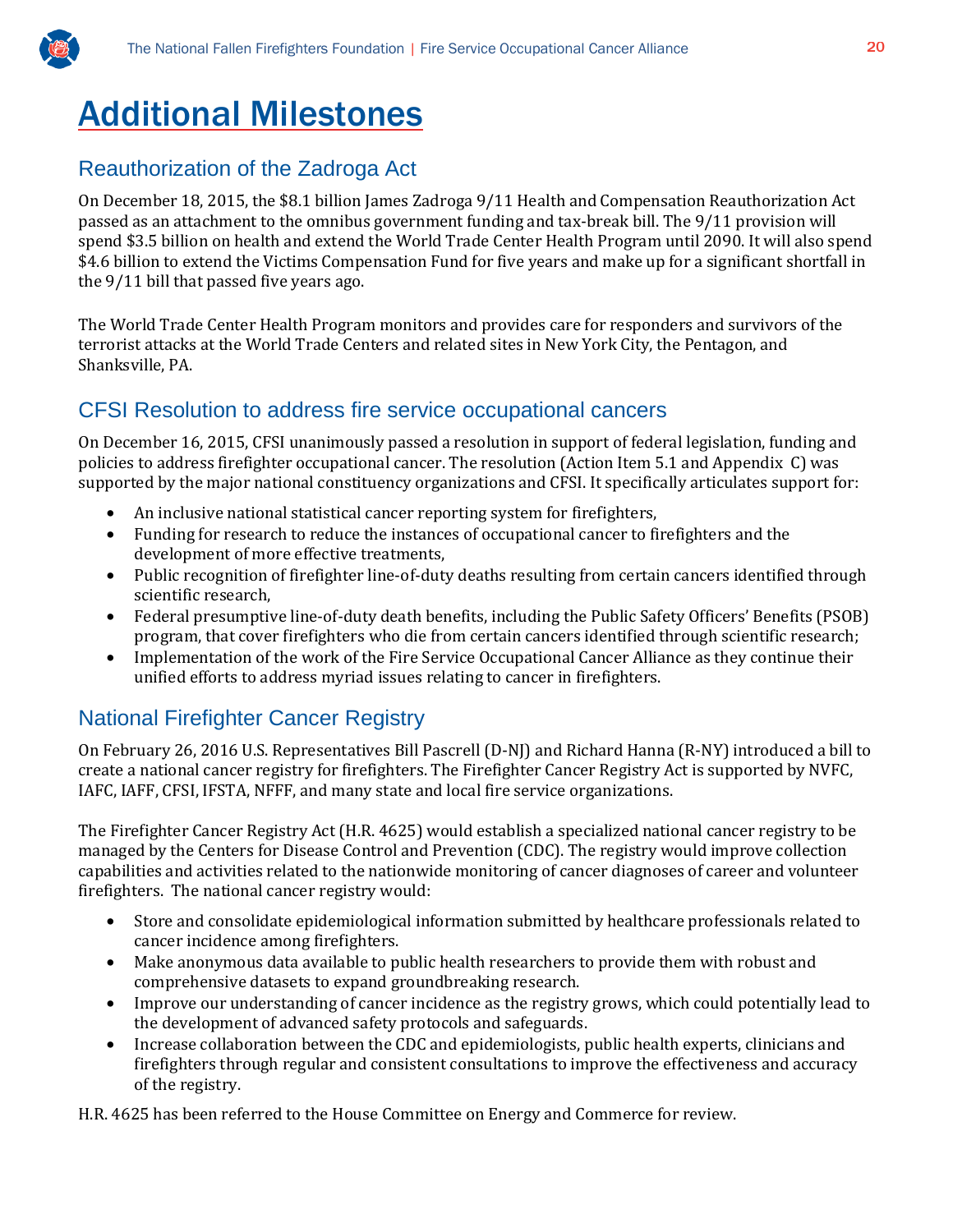# Additional Milestones

## Reauthorization of the Zadroga Act

On December 18, 2015, the $8.1 billion James Zadroga 9/11 Health and Compensation Reauthorization Act passed as an attachment to the omnibus government funding and tax-break bill. The 9/11 provision will spend $3.5 billion on health and extend the World Trade Center Health Program until 2090. It will also spend $4.6 billion to extend the Victims Compensation Fund for five years and make up for a significant shortfall in the 9/11 bill that passed five years ago.

The World Trade Center Health Program monitors and provides care for responders and survivors of the terrorist attacks at the World Trade Centers and related sites in New York City, the Pentagon, and Shanksville, PA.

## CFSI Resolution to address fire service occupational cancers

On December 16, 2015, CFSI unanimously passed a resolution in support of federal legislation, funding and policies to address firefighter occupational cancer. The resolution (Action Item 5.1 and Appendix C) was supported by the major national constituency organizations and CFSI. It specifically articulates support for:

- An inclusive national statistical cancer reporting system for firefighters,
- Funding for research to reduce the instances of occupational cancer to firefighters and the development of more effective treatments,
- Public recognition of firefighter line-of-duty deaths resulting from certain cancers identified through scientific research,
- Federal presumptive line-of-duty death benefits, including the Public Safety Officers' Benefits (PSOB) program, that cover firefighters who die from certain cancers identified through scientific research;
- Implementation of the work of the Fire Service Occupational Cancer Alliance as they continue their unified efforts to address myriad issues relating to cancer in firefighters.

## National Firefighter Cancer Registry

On February 26, 2016 U.S. Representatives Bill Pascrell (D-NJ) and Richard Hanna (R-NY) introduced a bill to create a national cancer registry for firefighters. The Firefighter Cancer Registry Act is supported by NVFC, IAFC, IAFF, CFSI, IFSTA, NFFF, and many state and local fire service organizations.

The Firefighter Cancer Registry Act (H.R. 4625) would establish a specialized national cancer registry to be managed by the Centers for Disease Control and Prevention (CDC). The registry would improve collection capabilities and activities related to the nationwide monitoring of cancer diagnoses of career and volunteer firefighters. The national cancer registry would:

- Store and consolidate epidemiological information submitted by healthcare professionals related to cancer incidence among firefighters.
- Make anonymous data available to public health researchers to provide them with robust and comprehensive datasets to expand groundbreaking research.
- Improve our understanding of cancer incidence as the registry grows, which could potentially lead to the development of advanced safety protocols and safeguards.
- Increase collaboration between the CDC and epidemiologists, public health experts, clinicians and firefighters through regular and consistent consultations to improve the effectiveness and accuracy of the registry.

H.R. 4625 has been referred to the House Committee on Energy and Commerce for review.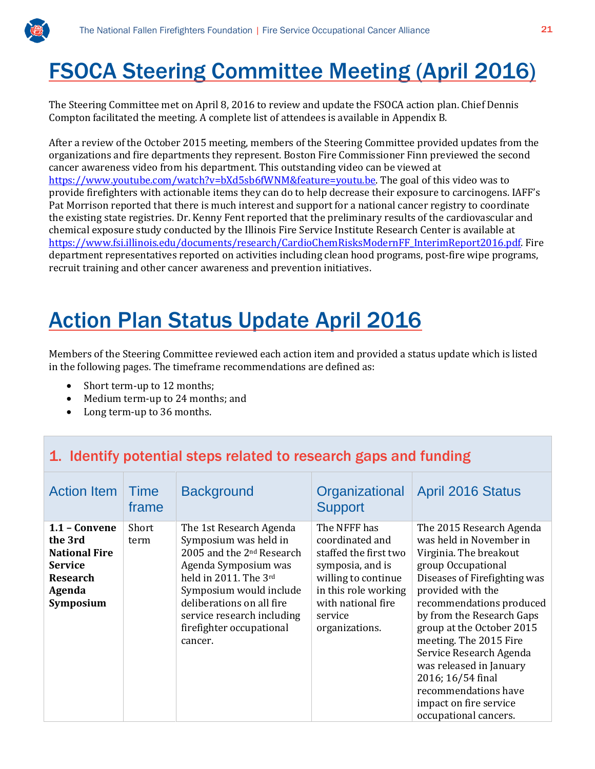# FSOCA Steering Committee Meeting (April 2016)

The Steering Committee met on April 8, 2016 to review and update the FSOCA action plan. Chief Dennis Compton facilitated the meeting. A complete list of attendees is available in Appendix B.

After a review of the October 2015 meeting, members of the Steering Committee provided updates from the organizations and fire departments they represent. Boston Fire Commissioner Finn previewed the second cancer awareness video from his department. This outstanding video can be viewed at https://www.youtube.com/watch?v=bXd5sb6fWNM&feature=youtu.be. The goal of this video was to provide firefighters with actionable items they can do to help decrease their exposure to carcinogens. IAFF's Pat Morrison reported that there is much interest and support for a national cancer registry to coordinate the existing state registries. Dr. Kenny Fent reported that the preliminary results of the cardiovascular and chemical exposure study conducted by the Illinois Fire Service Institute Research Center is available at https://www.fsi.illinois.edu/documents/research/CardioChemRisksModernFF_InterimReport2016.pdf. Fire department representatives reported on activities including clean hood programs, post-fire wipe programs, recruit training and other cancer awareness and prevention initiatives.

# Action Plan Status Update April 2016

Members of the Steering Committee reviewed each action item and provided a status update which is listed in the following pages. The timeframe recommendations are defined as:

- Short term-up to 12 months;
- Medium term-up to 24 months; and
- Long term-up to 36 months.

## 1. Identify potential steps related to research gaps and funding

| Action Item | Time frame | Background | Organizational Support | April 2016 Status |
|---|---|---|---|---|
| **1.1 – Convene the 3rd National Fire Service Research Agenda Symposium** | Short term | The 1st Research Agenda Symposium was held in 2005 and the 2nd Research Agenda Symposium was held in 2011. The 3rd Symposium would include deliberations on all fire service research including firefighter occupational cancer. | The NFFF has coordinated and staffed the first two symposia, and is willing to continue in this role working with national fire service organizations. | The 2015 Research Agenda was held in November in Virginia. The breakout group Occupational Diseases of Firefighting was provided with the recommendations produced by from the Research Gaps group at the October 2015 meeting. The 2015 Fire Service Research Agenda was released in January 2016; 16/54 final recommendations have impact on fire service occupational cancers. |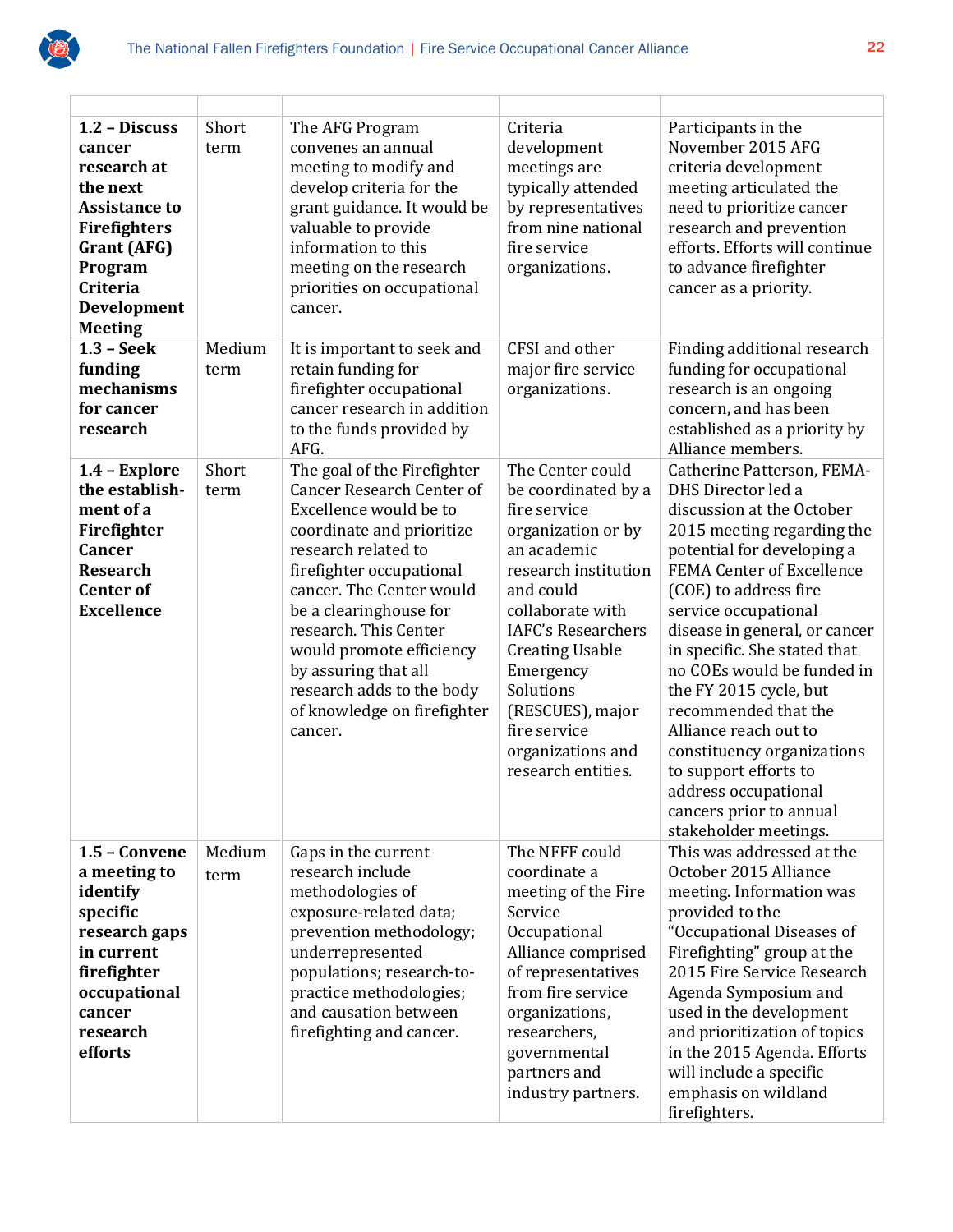| | | | | |
|---|---|---|---|---|
| **1.2 – Discuss cancer research at the next Assistance to Firefighters Grant (AFG) Program Criteria Development Meeting** | Short term | The AFG Program convenes an annual meeting to modify and develop criteria for the grant guidance. It would be valuable to provide information to this meeting on the research priorities on occupational cancer. | Criteria development meetings are typically attended by representatives from nine national fire service organizations. | Participants in the November 2015 AFG criteria development meeting articulated the need to prioritize cancer research and prevention efforts. Efforts will continue to advance firefighter cancer as a priority. |
| **1.3 – Seek funding mechanisms for cancer research** | Medium term | It is important to seek and retain funding for firefighter occupational cancer research in addition to the funds provided by AFG. | CFSI and other major fire service organizations. | Finding additional research funding for occupational research is an ongoing concern, and has been established as a priority by Alliance members. |
| **1.4 – Explore the establish-ment of a Firefighter Cancer Research Center of Excellence** | Short term | The goal of the Firefighter Cancer Research Center of Excellence would be to coordinate and prioritize research related to firefighter occupational cancer. The Center would be a clearinghouse for research. This Center would promote efficiency by assuring that all research adds to the body of knowledge on firefighter cancer. | The Center could be coordinated by a fire service organization or by an academic research institution and could collaborate with IAFC's Researchers Creating Usable Emergency Solutions (RESCUES), major fire service organizations and research entities. | Catherine Patterson, FEMA-DHS Director led a discussion at the October 2015 meeting regarding the potential for developing a FEMA Center of Excellence (COE) to address fire service occupational disease in general, or cancer in specific. She stated that no COEs would be funded in the FY 2015 cycle, but recommended that the Alliance reach out to constituency organizations to support efforts to address occupational cancers prior to annual stakeholder meetings. |
| **1.5 – Convene a meeting to identify specific research gaps in current firefighter occupational cancer research efforts** | Medium term | Gaps in the current research include methodologies of exposure-related data; prevention methodology; underrepresented populations; research-to-practice methodologies; and causation between firefighting and cancer. | The NFFF could coordinate a meeting of the Fire Service Occupational Alliance comprised of representatives from fire service organizations, researchers, governmental partners and industry partners. | This was addressed at the October 2015 Alliance meeting. Information was provided to the "Occupational Diseases of Firefighting" group at the 2015 Fire Service Research Agenda Symposium and used in the development and prioritization of topics in the 2015 Agenda. Efforts will include a specific emphasis on wildland firefighters. |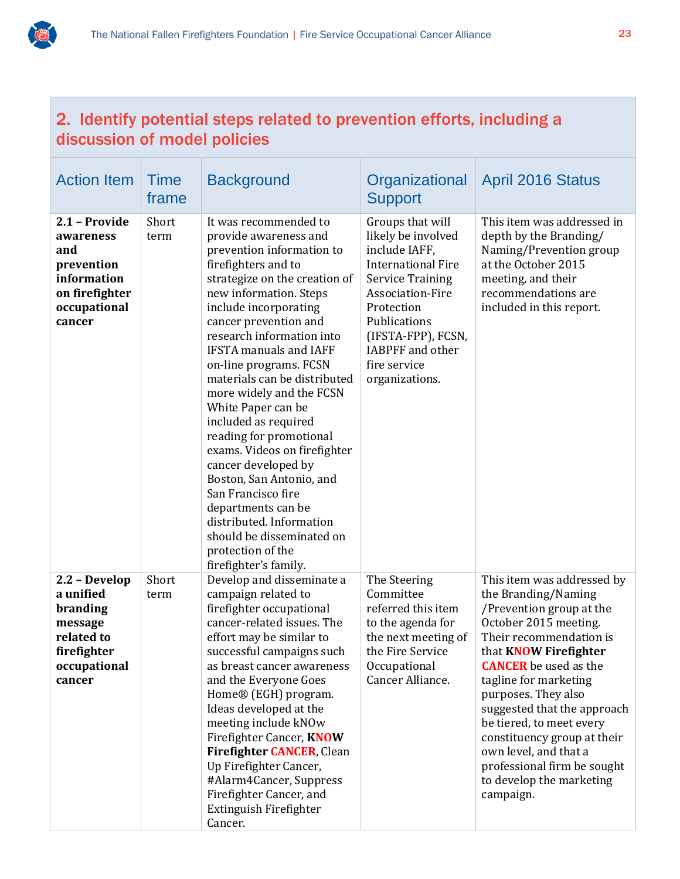## 2. Identify potential steps related to prevention efforts, including a discussion of model policies

| Action Item | Time frame | Background | Organizational Support | April 2016 Status |
|---|---|---|---|---|
| **2.1 – Provide awareness and prevention information on firefighter occupational cancer** | Short term | It was recommended to provide awareness and prevention information to firefighters and to strategize on the creation of new information. Steps include incorporating cancer prevention and research information into IFSTA manuals and IAFF on-line programs. FCSN materials can be distributed more widely and the FCSN White Paper can be included as required reading for promotional exams. Videos on firefighter cancer developed by Boston, San Antonio, and San Francisco fire departments can be distributed. Information should be disseminated on protection of the firefighter's family. | Groups that will likely be involved include IAFF, International Fire Service Training Association-Fire Protection Publications (IFSTA-FPP), FCSN, IABPFF and other fire service organizations. | This item was addressed in depth by the Branding/ Naming/Prevention group at the October 2015 meeting, and their recommendations are included in this report. |
| **2.2 – Develop a unified branding message related to firefighter occupational cancer** | Short term | Develop and disseminate a campaign related to firefighter occupational cancer-related issues. The effort may be similar to successful campaigns such as breast cancer awareness and the Everyone Goes Home® (EGH) program. Ideas developed at the meeting include kNOw Firefighter Cancer, **KNOW Firefighter CANCER**, Clean Up Firefighter Cancer, #Alarm4Cancer, Suppress Firefighter Cancer, and Extinguish Firefighter Cancer. | The Steering Committee referred this item to the agenda for the next meeting of the Fire Service Occupational Cancer Alliance. | This item was addressed by the Branding/Naming /Prevention group at the October 2015 meeting. Their recommendation is that **KNOW Firefighter CANCER** be used as the tagline for marketing purposes. They also suggested that the approach be tiered, to meet every constituency group at their own level, and that a professional firm be sought to develop the marketing campaign. |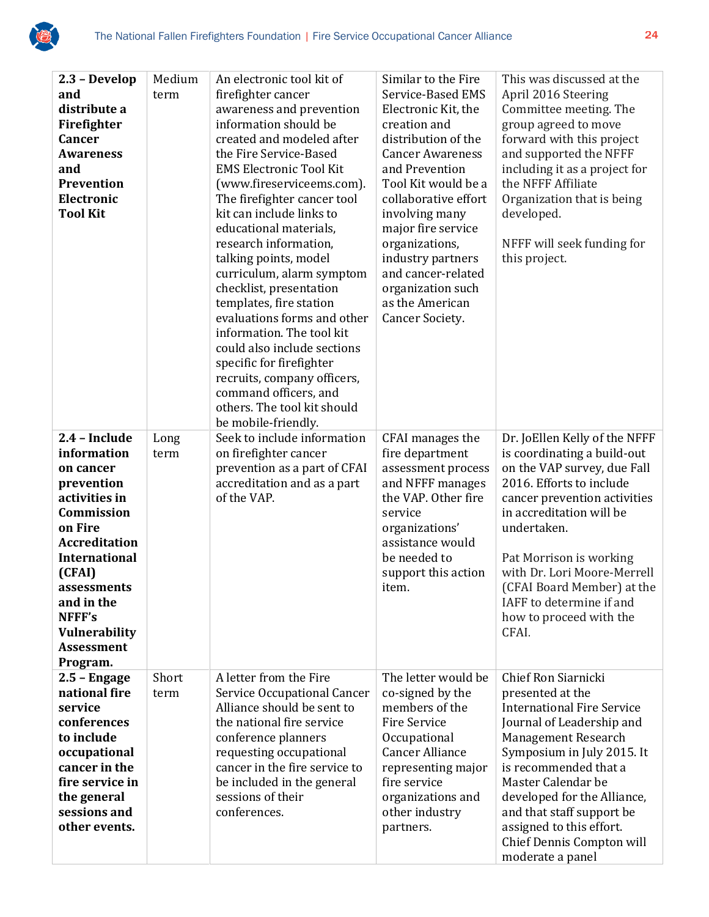| | | | | |
|---|---|---|---|---|
| **2.3 – Develop and distribute a Firefighter Cancer Awareness and Prevention Electronic Tool Kit** | Medium term | An electronic tool kit of firefighter cancer awareness and prevention information should be created and modeled after the Fire Service-Based EMS Electronic Tool Kit (www.fireserviceems.com). The firefighter cancer tool kit can include links to educational materials, research information, talking points, model curriculum, alarm symptom checklist, presentation templates, fire station evaluations forms and other information. The tool kit could also include sections specific for firefighter recruits, company officers, command officers, and others. The tool kit should be mobile-friendly. | Similar to the Fire Service-Based EMS Electronic Kit, the creation and distribution of the Cancer Awareness and Prevention Tool Kit would be a collaborative effort involving many major fire service organizations, industry partners and cancer-related organization such as the American Cancer Society. | This was discussed at the April 2016 Steering Committee meeting. The group agreed to move forward with this project and supported the NFFF including it as a project for the NFFF Affiliate Organization that is being developed.<br><br>NFFF will seek funding for this project. |
| **2.4 – Include information on cancer prevention activities in Commission on Fire Accreditation International (CFAI) assessments and in the NFFF's Vulnerability Assessment Program.** | Long term | Seek to include information on firefighter cancer prevention as a part of CFAI accreditation and as a part of the VAP. | CFAI manages the fire department assessment process and NFFF manages the VAP. Other fire service organizations' assistance would be needed to support this action item. | Dr. JoEllen Kelly of the NFFF is coordinating a build-out on the VAP survey, due Fall 2016. Efforts to include cancer prevention activities in accreditation will be undertaken.<br><br>Pat Morrison is working with Dr. Lori Moore-Merrell (CFAI Board Member) at the IAFF to determine if and how to proceed with the CFAI. |
| **2.5 – Engage national fire service conferences to include occupational cancer in the fire service in the general sessions and other events.** | Short term | A letter from the Fire Service Occupational Cancer Alliance should be sent to the national fire service conference planners requesting occupational cancer in the fire service to be included in the general sessions of their conferences. | The letter would be co-signed by the members of the Fire Service Occupational Cancer Alliance representing major fire service organizations and other industry partners. | Chief Ron Siarnicki presented at the International Fire Service Journal of Leadership and Management Research Symposium in July 2015. It is recommended that a Master Calendar be developed for the Alliance, and that staff support be assigned to this effort. Chief Dennis Compton will moderate a panel |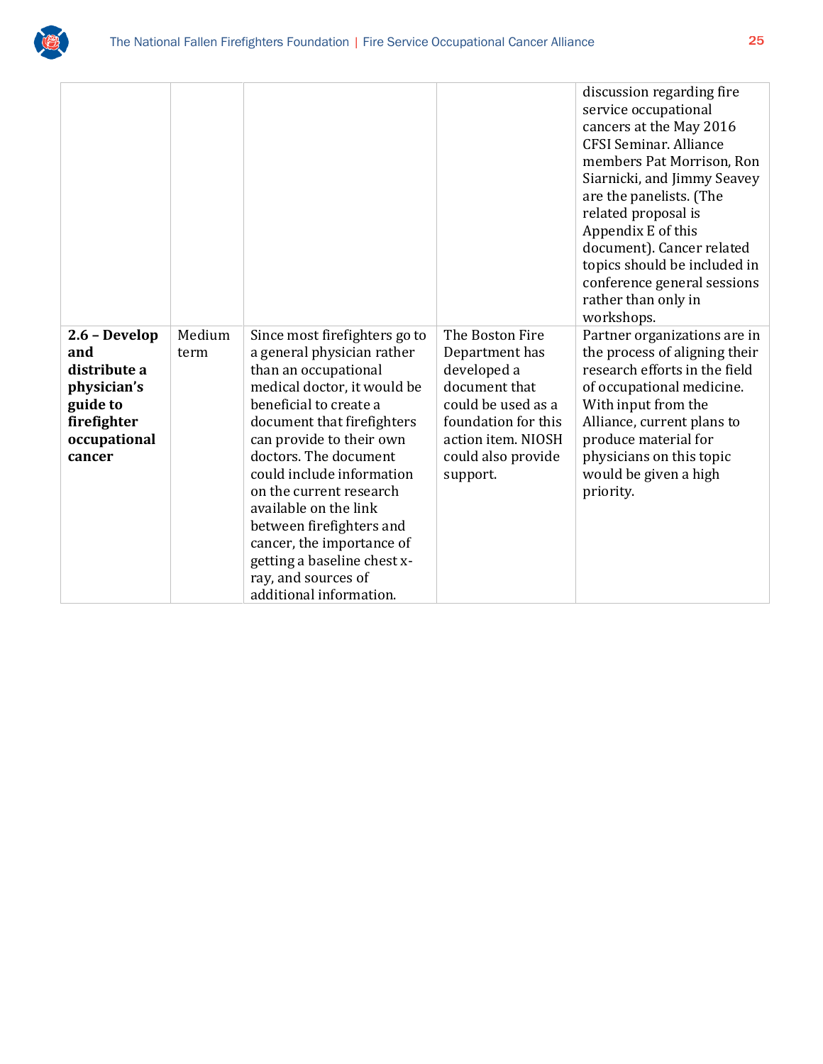| | | | | |
|---|---|---|---|---|
| | | | | discussion regarding fire service occupational cancers at the May 2016 CFSI Seminar. Alliance members Pat Morrison, Ron Siarnicki, and Jimmy Seavey are the panelists. (The related proposal is Appendix E of this document). Cancer related topics should be included in conference general sessions rather than only in workshops. |
| **2.6 – Develop and distribute a physician's guide to firefighter occupational cancer** | Medium term | Since most firefighters go to a general physician rather than an occupational medical doctor, it would be beneficial to create a document that firefighters can provide to their own doctors. The document could include information on the current research available on the link between firefighters and cancer, the importance of getting a baseline chest x-ray, and sources of additional information. | The Boston Fire Department has developed a document that could be used as a foundation for this action item. NIOSH could also provide support. | Partner organizations are in the process of aligning their research efforts in the field of occupational medicine. With input from the Alliance, current plans to produce material for physicians on this topic would be given a high priority. |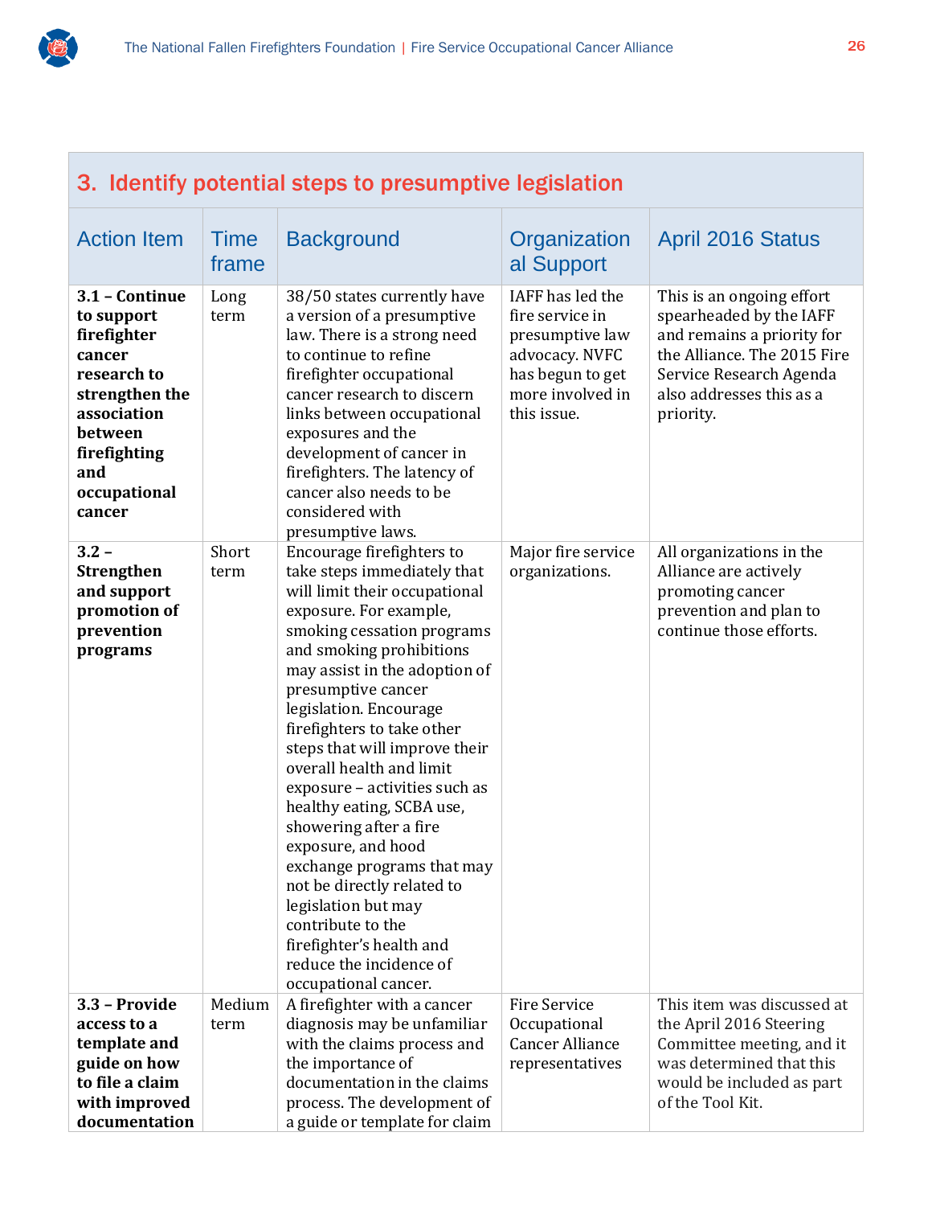## 3. Identify potential steps to presumptive legislation

| Action Item | Time frame | Background | Organizational Support | April 2016 Status |
|---|---|---|---|---|
| **3.1 – Continue to support firefighter cancer research to strengthen the association between firefighting and occupational cancer** | Long term | 38/50 states currently have a version of a presumptive law. There is a strong need to continue to refine firefighter occupational cancer research to discern links between occupational exposures and the development of cancer in firefighters. The latency of cancer also needs to be considered with presumptive laws. | IAFF has led the fire service in presumptive law advocacy. NVFC has begun to get more involved in this issue. | This is an ongoing effort spearheaded by the IAFF and remains a priority for the Alliance. The 2015 Fire Service Research Agenda also addresses this as a priority. |
| **3.2 – Strengthen and support promotion of prevention programs** | Short term | Encourage firefighters to take steps immediately that will limit their occupational exposure. For example, smoking cessation programs and smoking prohibitions may assist in the adoption of presumptive cancer legislation. Encourage firefighters to take other steps that will improve their overall health and limit exposure – activities such as healthy eating, SCBA use, showering after a fire exposure, and hood exchange programs that may not be directly related to legislation but may contribute to the firefighter's health and reduce the incidence of occupational cancer. | Major fire service organizations. | All organizations in the Alliance are actively promoting cancer prevention and plan to continue those efforts. |
| **3.3 – Provide access to a template and guide on how to file a claim with improved documentation** | Medium term | A firefighter with a cancer diagnosis may be unfamiliar with the claims process and the importance of documentation in the claims process. The development of a guide or template for claim | Fire Service Occupational Cancer Alliance representatives | This item was discussed at the April 2016 Steering Committee meeting, and it was determined that this would be included as part of the Tool Kit. |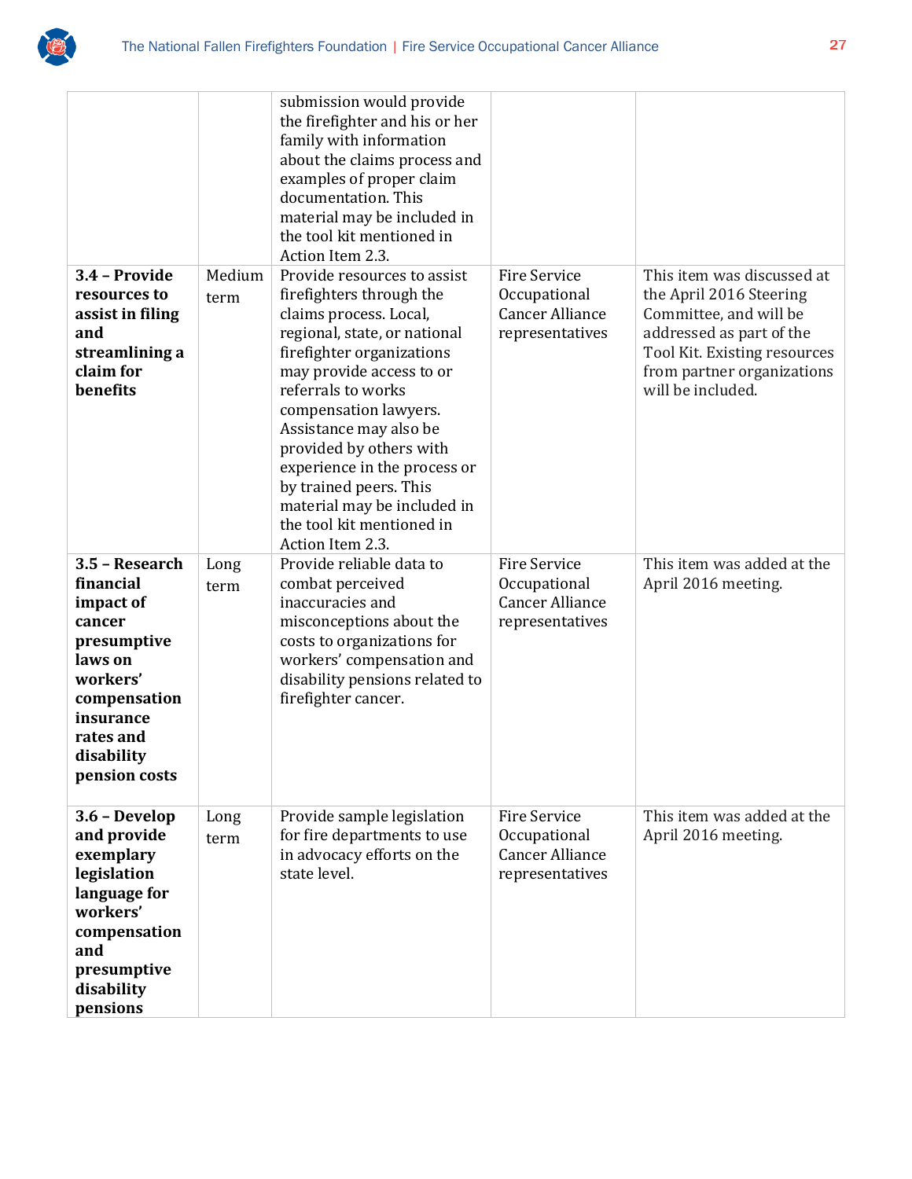| | | | | |
|---|---|---|---|---|
| | | submission would provide the firefighter and his or her family with information about the claims process and examples of proper claim documentation. This material may be included in the tool kit mentioned in Action Item 2.3. | | |
| **3.4 – Provide resources to assist in filing and streamlining a claim for benefits** | Medium term | Provide resources to assist firefighters through the claims process. Local, regional, state, or national firefighter organizations may provide access to or referrals to works compensation lawyers. Assistance may also be provided by others with experience in the process or by trained peers. This material may be included in the tool kit mentioned in Action Item 2.3. | Fire Service Occupational Cancer Alliance representatives | This item was discussed at the April 2016 Steering Committee, and will be addressed as part of the Tool Kit. Existing resources from partner organizations will be included. |
| **3.5 – Research financial impact of cancer presumptive laws on workers' compensation insurance rates and disability pension costs** | Long term | Provide reliable data to combat perceived inaccuracies and misconceptions about the costs to organizations for workers' compensation and disability pensions related to firefighter cancer. | Fire Service Occupational Cancer Alliance representatives | This item was added at the April 2016 meeting. |
| **3.6 – Develop and provide exemplary legislation language for workers' compensation and presumptive disability pensions** | Long term | Provide sample legislation for fire departments to use in advocacy efforts on the state level. | Fire Service Occupational Cancer Alliance representatives | This item was added at the April 2016 meeting. |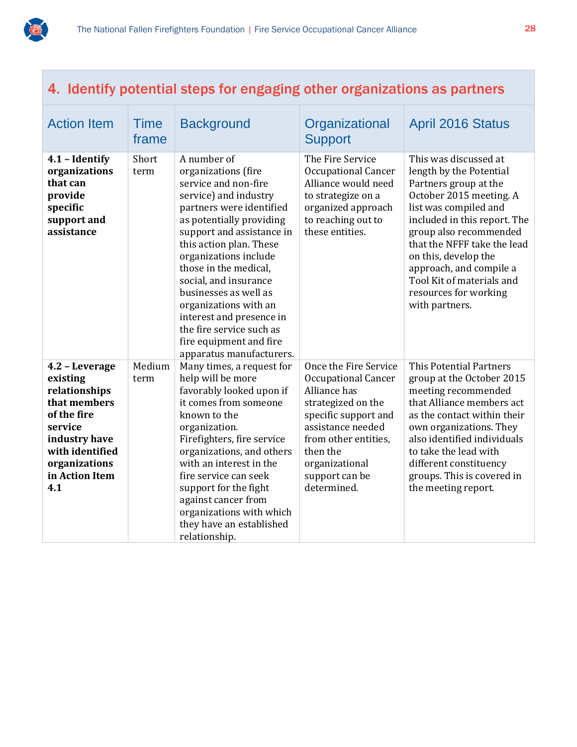## 4. Identify potential steps for engaging other organizations as partners

| Action Item | Time frame | Background | Organizational Support | April 2016 Status |
|---|---|---|---|---|
| **4.1 – Identify organizations that can provide specific support and assistance** | Short term | A number of organizations (fire service and non-fire service) and industry partners were identified as potentially providing support and assistance in this action plan. These organizations include those in the medical, social, and insurance businesses as well as organizations with an interest and presence in the fire service such as fire equipment and fire apparatus manufacturers. | The Fire Service Occupational Cancer Alliance would need to strategize on a organized approach to reaching out to these entities. | This was discussed at length by the Potential Partners group at the October 2015 meeting. A list was compiled and included in this report. The group also recommended that the NFFF take the lead on this, develop the approach, and compile a Tool Kit of materials and resources for working with partners. |
| **4.2 – Leverage existing relationships that members of the fire service industry have with identified organizations in Action Item 4.1** | Medium term | Many times, a request for help will be more favorably looked upon if it comes from someone known to the organization. Firefighters, fire service organizations, and others with an interest in the fire service can seek support for the fight against cancer from organizations with which they have an established relationship. | Once the Fire Service Occupational Cancer Alliance has strategized on the specific support and assistance needed from other entities, then the organizational support can be determined. | This Potential Partners group at the October 2015 meeting recommended that Alliance members act as the contact within their own organizations. They also identified individuals to take the lead with different constituency groups. This is covered in the meeting report. |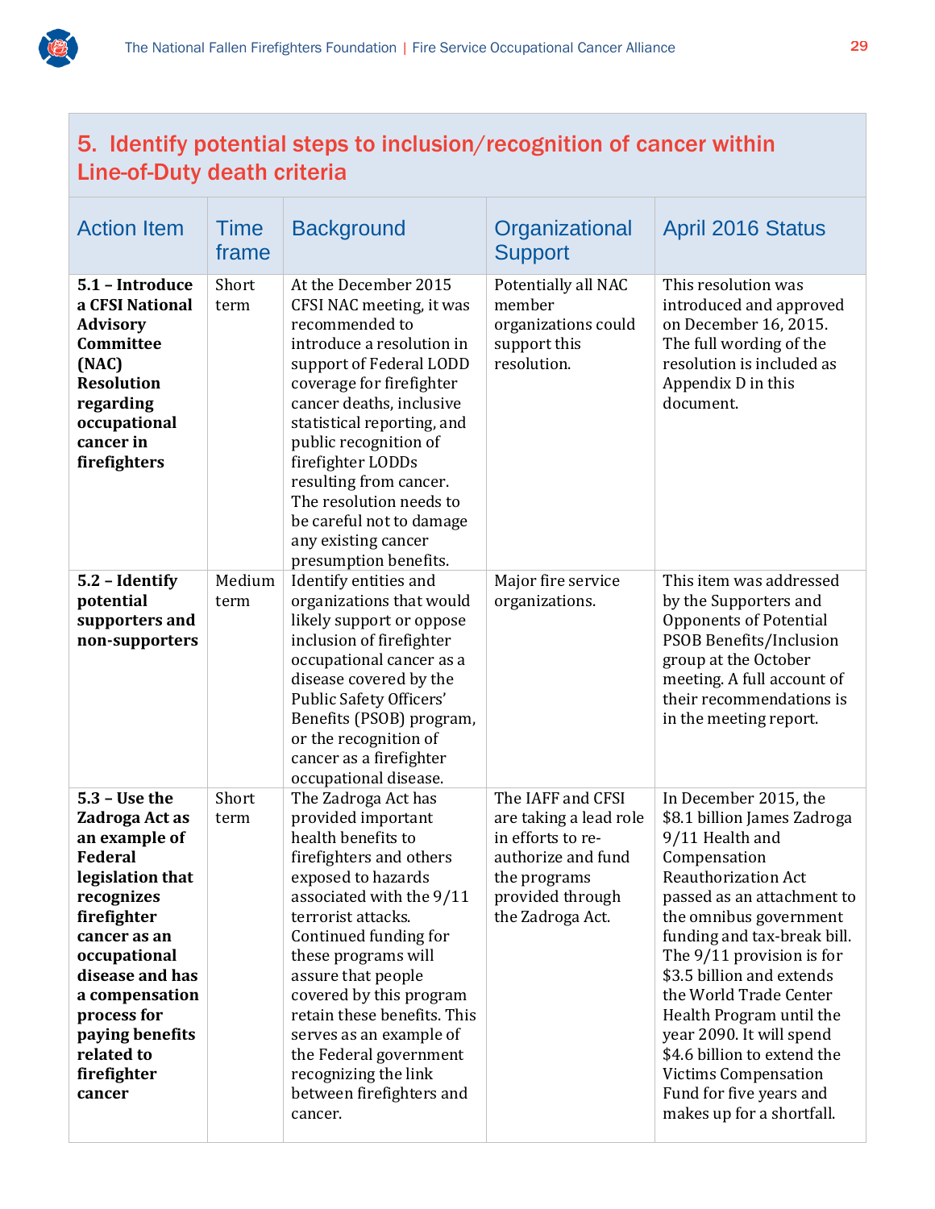## 5. Identify potential steps to inclusion/recognition of cancer within Line-of-Duty death criteria

| Action Item | Time frame | Background | Organizational Support | April 2016 Status |
|---|---|---|---|---|
| **5.1 – Introduce a CFSI National Advisory Committee (NAC) Resolution regarding occupational cancer in firefighters** | Short term | At the December 2015 CFSI NAC meeting, it was recommended to introduce a resolution in support of Federal LODD coverage for firefighter cancer deaths, inclusive statistical reporting, and public recognition of firefighter LODDs resulting from cancer. The resolution needs to be careful not to damage any existing cancer presumption benefits. | Potentially all NAC member organizations could support this resolution. | This resolution was introduced and approved on December 16, 2015. The full wording of the resolution is included as Appendix D in this document. |
| **5.2 – Identify potential supporters and non-supporters** | Medium term | Identify entities and organizations that would likely support or oppose inclusion of firefighter occupational cancer as a disease covered by the Public Safety Officers' Benefits (PSOB) program, or the recognition of cancer as a firefighter occupational disease. | Major fire service organizations. | This item was addressed by the Supporters and Opponents of Potential PSOB Benefits/Inclusion group at the October meeting. A full account of their recommendations is in the meeting report. |
| **5.3 – Use the Zadroga Act as an example of Federal legislation that recognizes firefighter cancer as an occupational disease and has a compensation process for paying benefits related to firefighter cancer** | Short term | The Zadroga Act has provided important health benefits to firefighters and others exposed to hazards associated with the 9/11 terrorist attacks. Continued funding for these programs will assure that people covered by this program retain these benefits. This serves as an example of the Federal government recognizing the link between firefighters and cancer. | The IAFF and CFSI are taking a lead role in efforts to re-authorize and fund the programs provided through the Zadroga Act. | In December 2015, the $8.1 billion James Zadroga 9/11 Health and Compensation Reauthorization Act passed as an attachment to the omnibus government funding and tax-break bill. The 9/11 provision is for $3.5 billion and extends the World Trade Center Health Program until the year 2090. It will spend $4.6 billion to extend the Victims Compensation Fund for five years and makes up for a shortfall. |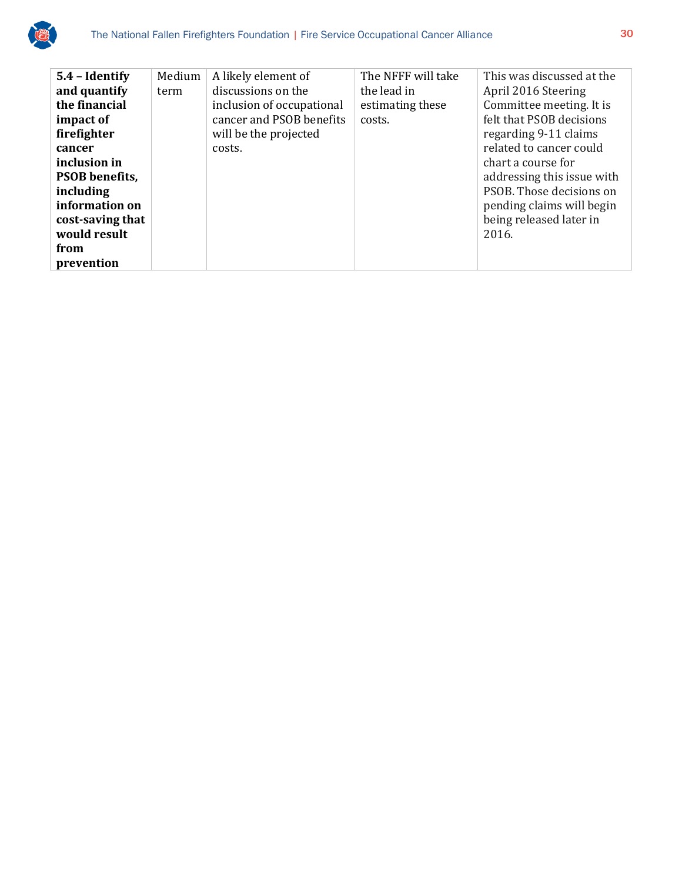| **5.4 – Identify and quantify the financial impact of firefighter cancer inclusion in PSOB benefits, including information on cost-saving that would result from prevention** | Medium term | A likely element of discussions on the inclusion of occupational cancer and PSOB benefits will be the projected costs. | The NFFF will take the lead in estimating these costs. | This was discussed at the April 2016 Steering Committee meeting. It is felt that PSOB decisions regarding 9-11 claims related to cancer could chart a course for addressing this issue with PSOB. Those decisions on pending claims will begin being released later in 2016. |
|---|---|---|---|---|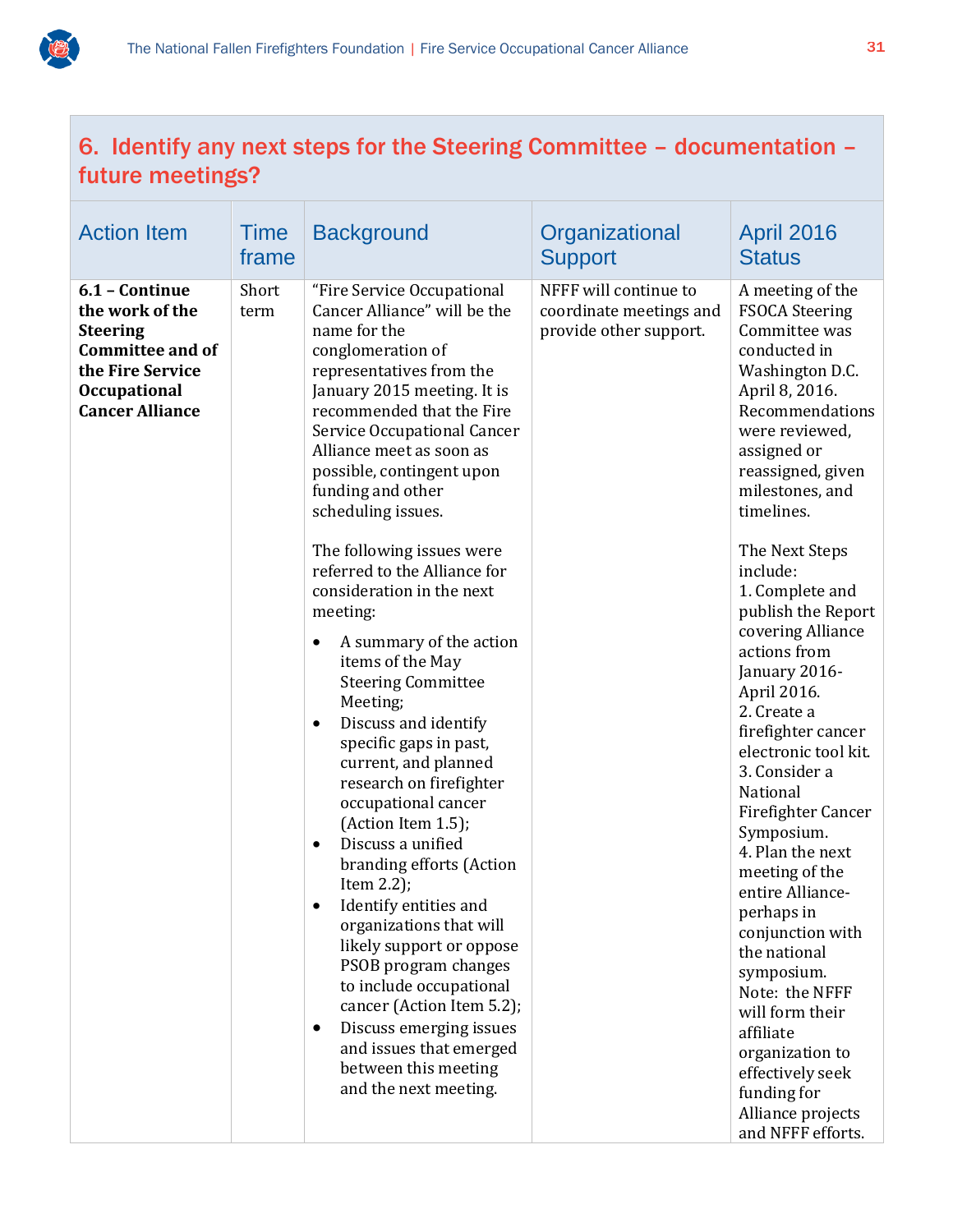## 6. Identify any next steps for the Steering Committee – documentation – future meetings?

| Action Item | Time frame | Background | Organizational Support | April 2016 Status |
|---|---|---|---|---|
| **6.1 – Continue the work of the Steering Committee and of the Fire Service Occupational Cancer Alliance** | Short term | "Fire Service Occupational Cancer Alliance" will be the name for the conglomeration of representatives from the January 2015 meeting. It is recommended that the Fire Service Occupational Cancer Alliance meet as soon as possible, contingent upon funding and other scheduling issues.<br><br>The following issues were referred to the Alliance for consideration in the next meeting:<br>• A summary of the action items of the May Steering Committee Meeting;<br>• Discuss and identify specific gaps in past, current, and planned research on firefighter occupational cancer (Action Item 1.5);<br>• Discuss a unified branding efforts (Action Item 2.2);<br>• Identify entities and organizations that will likely support or oppose PSOB program changes to include occupational cancer (Action Item 5.2);<br>• Discuss emerging issues and issues that emerged between this meeting and the next meeting. | NFFF will continue to coordinate meetings and provide other support. | A meeting of the FSOCA Steering Committee was conducted in Washington D.C. April 8, 2016. Recommendations were reviewed, assigned or reassigned, given milestones, and timelines.<br><br>The Next Steps include:<br>1. Complete and publish the Report covering Alliance actions from January 2016-April 2016.<br>2. Create a firefighter cancer electronic tool kit.<br>3. Consider a National Firefighter Cancer Symposium.<br>4. Plan the next meeting of the entire Alliance-perhaps in conjunction with the national symposium.<br>Note: the NFFF will form their affiliate organization to effectively seek funding for Alliance projects and NFFF efforts. |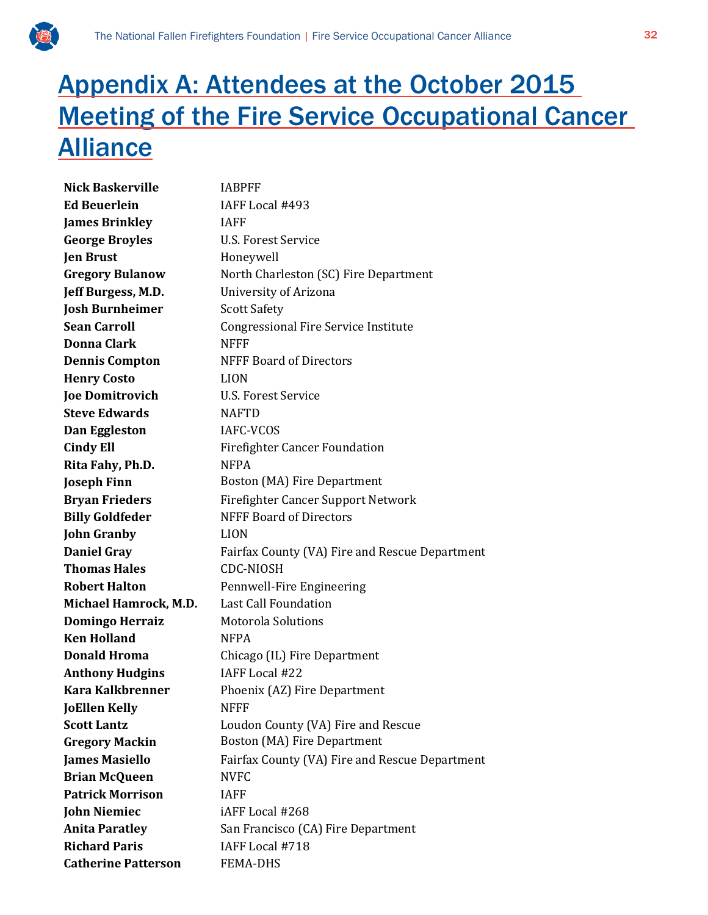# Appendix A: Attendees at the October 2015 Meeting of the Fire Service Occupational Cancer Alliance

| | |
|---|---|
| **Nick Baskerville** | IABPFF |
| **Ed Beuerlein** | IAFF Local #493 |
| **James Brinkley** | IAFF |
| **George Broyles** | U.S. Forest Service |
| **Jen Brust** | Honeywell |
| **Gregory Bulanow** | North Charleston (SC) Fire Department |
| **Jeff Burgess, M.D.** | University of Arizona |
| **Josh Burnheimer** | Scott Safety |
| **Sean Carroll** | Congressional Fire Service Institute |
| **Donna Clark** | NFFF |
| **Dennis Compton** | NFFF Board of Directors |
| **Henry Costo** | LION |
| **Joe Domitrovich** | U.S. Forest Service |
| **Steve Edwards** | NAFTD |
| **Dan Eggleston** | IAFC-VCOS |
| **Cindy Ell** | Firefighter Cancer Foundation |
| **Rita Fahy, Ph.D.** | NFPA |
| **Joseph Finn** | Boston (MA) Fire Department |
| **Bryan Frieders** | Firefighter Cancer Support Network |
| **Billy Goldfeder** | NFFF Board of Directors |
| **John Granby** | LION |
| **Daniel Gray** | Fairfax County (VA) Fire and Rescue Department |
| **Thomas Hales** | CDC-NIOSH |
| **Robert Halton** | Pennwell-Fire Engineering |
| **Michael Hamrock, M.D.** | Last Call Foundation |
| **Domingo Herraiz** | Motorola Solutions |
| **Ken Holland** | NFPA |
| **Donald Hroma** | Chicago (IL) Fire Department |
| **Anthony Hudgins** | IAFF Local #22 |
| **Kara Kalkbrenner** | Phoenix (AZ) Fire Department |
| **JoEllen Kelly** | NFFF |
| **Scott Lantz** | Loudon County (VA) Fire and Rescue |
| **Gregory Mackin** | Boston (MA) Fire Department |
| **James Masiello** | Fairfax County (VA) Fire and Rescue Department |
| **Brian McQueen** | NVFC |
| **Patrick Morrison** | IAFF |
| **John Niemiec** | iAFF Local #268 |
| **Anita Paratley** | San Francisco (CA) Fire Department |
| **Richard Paris** | IAFF Local #718 |
| **Catherine Patterson** | FEMA-DHS |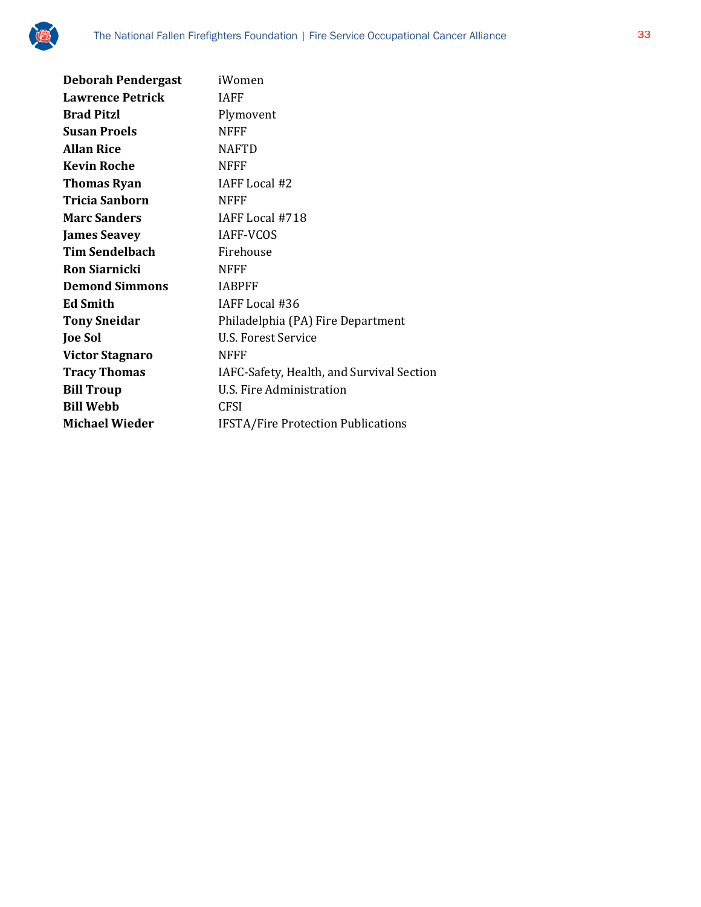| | |
|---|---|
| **Deborah Pendergast** | iWomen |
| **Lawrence Petrick** | IAFF |
| **Brad Pitzl** | Plymovent |
| **Susan Proels** | NFFF |
| **Allan Rice** | NAFTD |
| **Kevin Roche** | NFFF |
| **Thomas Ryan** | IAFF Local #2 |
| **Tricia Sanborn** | NFFF |
| **Marc Sanders** | IAFF Local #718 |
| **James Seavey** | IAFF-VCOS |
| **Tim Sendelbach** | Firehouse |
| **Ron Siarnicki** | NFFF |
| **Demond Simmons** | IABPFF |
| **Ed Smith** | IAFF Local #36 |
| **Tony Sneidar** | Philadelphia (PA) Fire Department |
| **Joe Sol** | U.S. Forest Service |
| **Victor Stagnaro** | NFFF |
| **Tracy Thomas** | IAFC-Safety, Health, and Survival Section |
| **Bill Troup** | U.S. Fire Administration |
| **Bill Webb** | CFSI |
| **Michael Wieder** | IFSTA/Fire Protection Publications |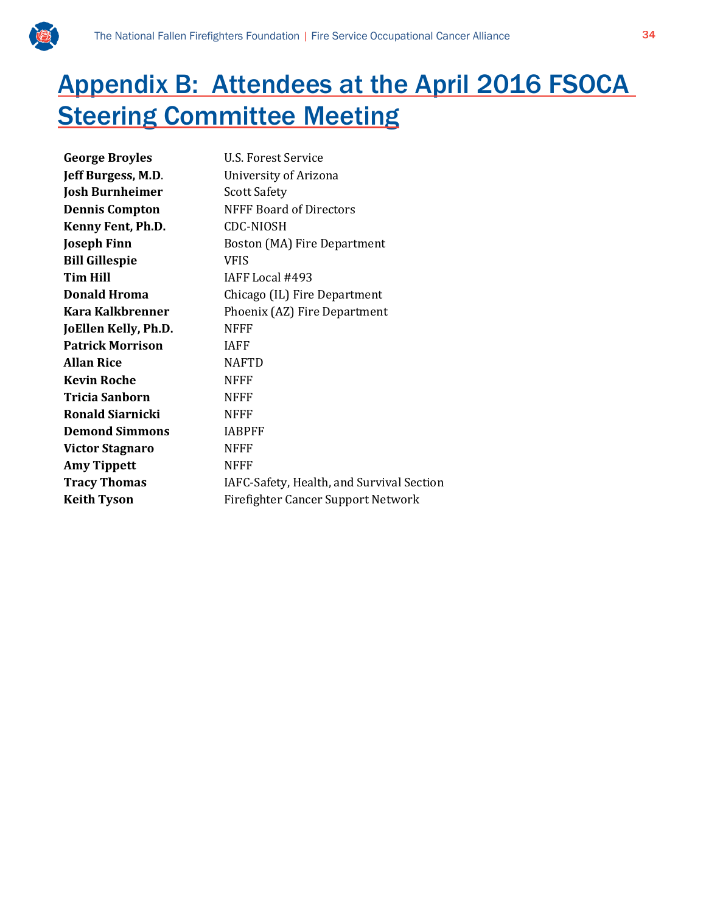# Appendix B: Attendees at the April 2016 FSOCA Steering Committee Meeting

| | |
|---|---|
| **George Broyles** | U.S. Forest Service |
| **Jeff Burgess, M.D**. | University of Arizona |
| **Josh Burnheimer** | Scott Safety |
| **Dennis Compton** | NFFF Board of Directors |
| **Kenny Fent, Ph.D.** | CDC-NIOSH |
| **Joseph Finn** | Boston (MA) Fire Department |
| **Bill Gillespie** | VFIS |
| **Tim Hill** | IAFF Local #493 |
| **Donald Hroma** | Chicago (IL) Fire Department |
| **Kara Kalkbrenner** | Phoenix (AZ) Fire Department |
| **JoEllen Kelly, Ph.D.** | NFFF |
| **Patrick Morrison** | IAFF |
| **Allan Rice** | NAFTD |
| **Kevin Roche** | NFFF |
| **Tricia Sanborn** | NFFF |
| **Ronald Siarnicki** | NFFF |
| **Demond Simmons** | IABPFF |
| **Victor Stagnaro** | NFFF |
| **Amy Tippett** | NFFF |
| **Tracy Thomas** | IAFC-Safety, Health, and Survival Section |
| **Keith Tyson** | Firefighter Cancer Support Network |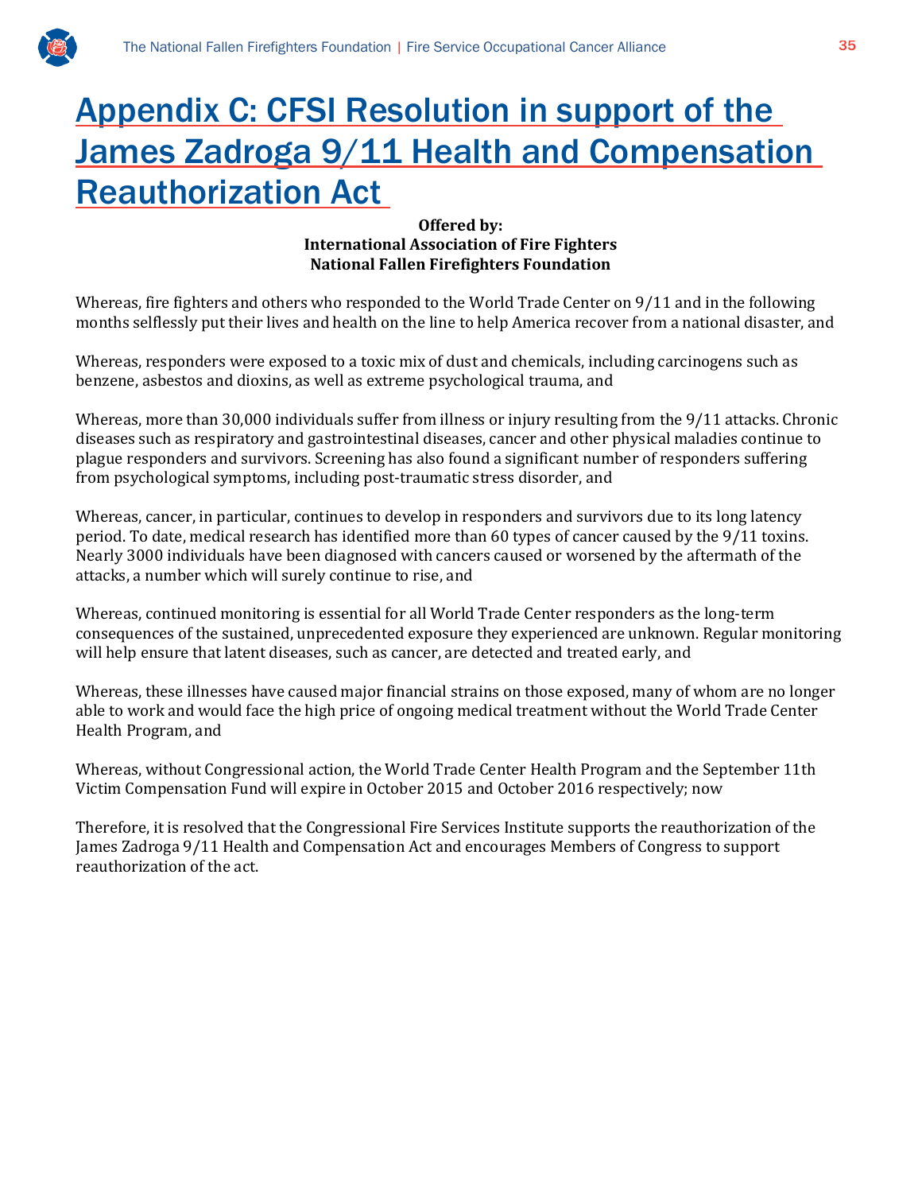# Appendix C: CFSI Resolution in support of the James Zadroga 9/11 Health and Compensation Reauthorization Act

**Offered by:**
**International Association of Fire Fighters**
**National Fallen Firefighters Foundation**

Whereas, fire fighters and others who responded to the World Trade Center on 9/11 and in the following months selflessly put their lives and health on the line to help America recover from a national disaster, and

Whereas, responders were exposed to a toxic mix of dust and chemicals, including carcinogens such as benzene, asbestos and dioxins, as well as extreme psychological trauma, and

Whereas, more than 30,000 individuals suffer from illness or injury resulting from the 9/11 attacks. Chronic diseases such as respiratory and gastrointestinal diseases, cancer and other physical maladies continue to plague responders and survivors. Screening has also found a significant number of responders suffering from psychological symptoms, including post-traumatic stress disorder, and

Whereas, cancer, in particular, continues to develop in responders and survivors due to its long latency period. To date, medical research has identified more than 60 types of cancer caused by the 9/11 toxins. Nearly 3000 individuals have been diagnosed with cancers caused or worsened by the aftermath of the attacks, a number which will surely continue to rise, and

Whereas, continued monitoring is essential for all World Trade Center responders as the long-term consequences of the sustained, unprecedented exposure they experienced are unknown. Regular monitoring will help ensure that latent diseases, such as cancer, are detected and treated early, and

Whereas, these illnesses have caused major financial strains on those exposed, many of whom are no longer able to work and would face the high price of ongoing medical treatment without the World Trade Center Health Program, and

Whereas, without Congressional action, the World Trade Center Health Program and the September 11th Victim Compensation Fund will expire in October 2015 and October 2016 respectively; now

Therefore, it is resolved that the Congressional Fire Services Institute supports the reauthorization of the James Zadroga 9/11 Health and Compensation Act and encourages Members of Congress to support reauthorization of the act.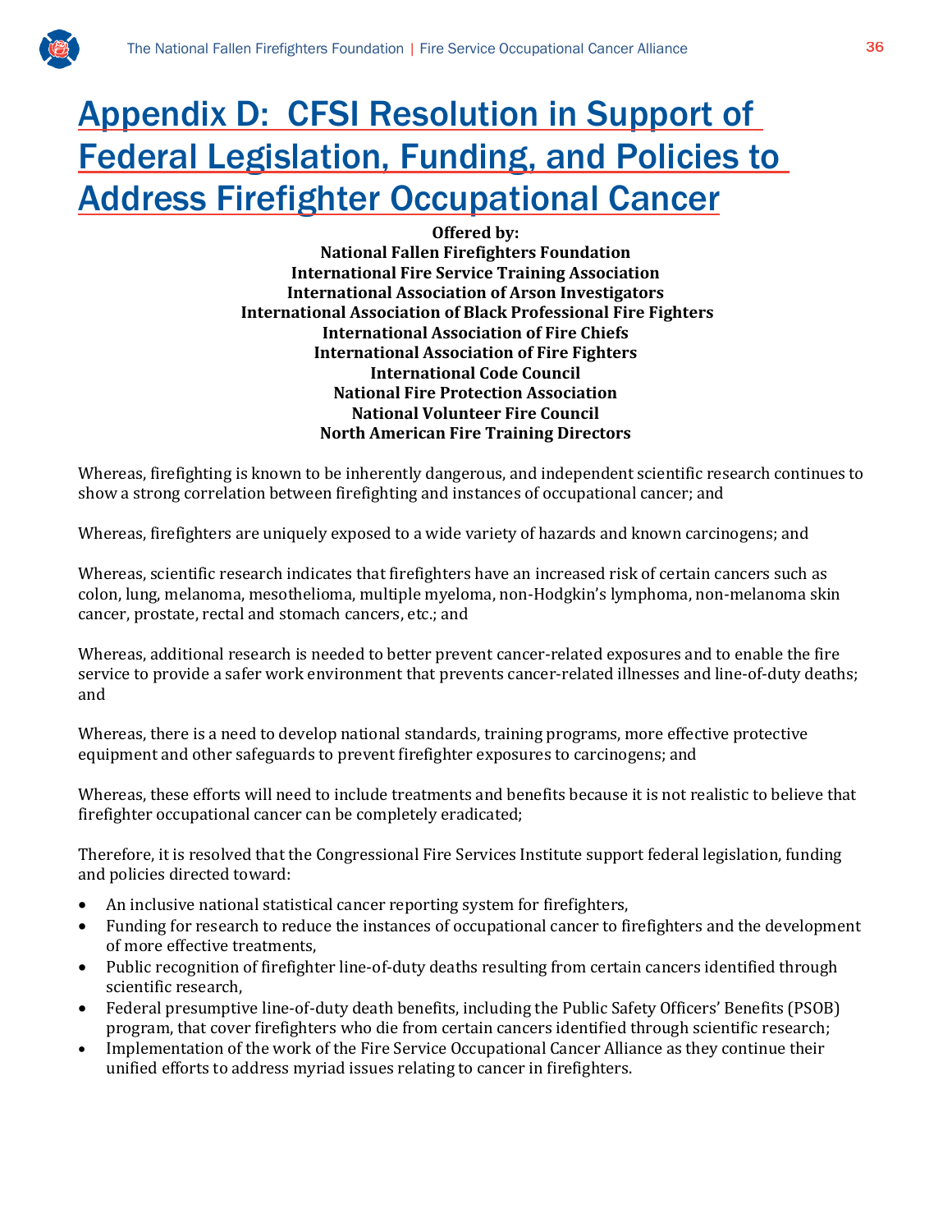# Appendix D: CFSI Resolution in Support of Federal Legislation, Funding, and Policies to Address Firefighter Occupational Cancer

**Offered by:**
**National Fallen Firefighters Foundation**
**International Fire Service Training Association**
**International Association of Arson Investigators**
**International Association of Black Professional Fire Fighters**
**International Association of Fire Chiefs**
**International Association of Fire Fighters**
**International Code Council**
**National Fire Protection Association**
**National Volunteer Fire Council**
**North American Fire Training Directors**

Whereas, firefighting is known to be inherently dangerous, and independent scientific research continues to show a strong correlation between firefighting and instances of occupational cancer; and

Whereas, firefighters are uniquely exposed to a wide variety of hazards and known carcinogens; and

Whereas, scientific research indicates that firefighters have an increased risk of certain cancers such as colon, lung, melanoma, mesothelioma, multiple myeloma, non-Hodgkin's lymphoma, non-melanoma skin cancer, prostate, rectal and stomach cancers, etc.; and

Whereas, additional research is needed to better prevent cancer-related exposures and to enable the fire service to provide a safer work environment that prevents cancer-related illnesses and line-of-duty deaths; and

Whereas, there is a need to develop national standards, training programs, more effective protective equipment and other safeguards to prevent firefighter exposures to carcinogens; and

Whereas, these efforts will need to include treatments and benefits because it is not realistic to believe that firefighter occupational cancer can be completely eradicated;

Therefore, it is resolved that the Congressional Fire Services Institute support federal legislation, funding and policies directed toward:

- An inclusive national statistical cancer reporting system for firefighters,
- Funding for research to reduce the instances of occupational cancer to firefighters and the development of more effective treatments,
- Public recognition of firefighter line-of-duty deaths resulting from certain cancers identified through scientific research,
- Federal presumptive line-of-duty death benefits, including the Public Safety Officers' Benefits (PSOB) program, that cover firefighters who die from certain cancers identified through scientific research;
- Implementation of the work of the Fire Service Occupational Cancer Alliance as they continue their unified efforts to address myriad issues relating to cancer in firefighters.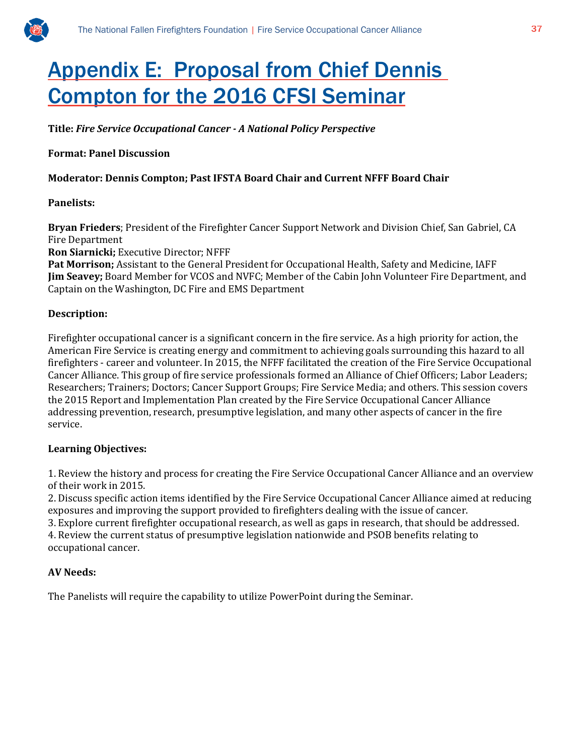# Appendix E: Proposal from Chief Dennis Compton for the 2016 CFSI Seminar

**Title:** ***Fire Service Occupational Cancer - A National Policy Perspective***

**Format: Panel Discussion**

**Moderator: Dennis Compton; Past IFSTA Board Chair and Current NFFF Board Chair**

**Panelists:**

**Bryan Frieders**; President of the Firefighter Cancer Support Network and Division Chief, San Gabriel, CA Fire Department
**Ron Siarnicki;** Executive Director; NFFF
**Pat Morrison;** Assistant to the General President for Occupational Health, Safety and Medicine, IAFF
**Jim Seavey;** Board Member for VCOS and NVFC; Member of the Cabin John Volunteer Fire Department, and Captain on the Washington, DC Fire and EMS Department

**Description:**

Firefighter occupational cancer is a significant concern in the fire service. As a high priority for action, the American Fire Service is creating energy and commitment to achieving goals surrounding this hazard to all firefighters - career and volunteer. In 2015, the NFFF facilitated the creation of the Fire Service Occupational Cancer Alliance. This group of fire service professionals formed an Alliance of Chief Officers; Labor Leaders; Researchers; Trainers; Doctors; Cancer Support Groups; Fire Service Media; and others. This session covers the 2015 Report and Implementation Plan created by the Fire Service Occupational Cancer Alliance addressing prevention, research, presumptive legislation, and many other aspects of cancer in the fire service.

**Learning Objectives:**

1. Review the history and process for creating the Fire Service Occupational Cancer Alliance and an overview of their work in 2015.
2. Discuss specific action items identified by the Fire Service Occupational Cancer Alliance aimed at reducing exposures and improving the support provided to firefighters dealing with the issue of cancer.
3. Explore current firefighter occupational research, as well as gaps in research, that should be addressed.
4. Review the current status of presumptive legislation nationwide and PSOB benefits relating to occupational cancer.

**AV Needs:**

The Panelists will require the capability to utilize PowerPoint during the Seminar.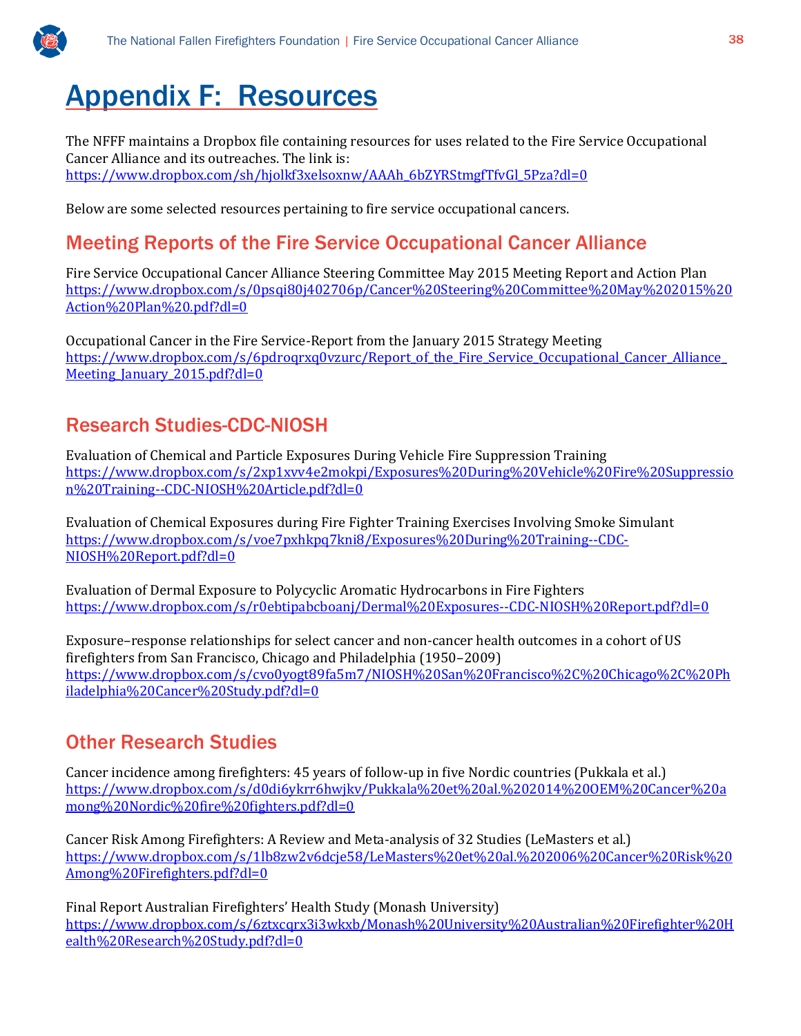# Appendix F: Resources

The NFFF maintains a Dropbox file containing resources for uses related to the Fire Service Occupational Cancer Alliance and its outreaches. The link is:
https://www.dropbox.com/sh/hjolkf3xelsoxnw/AAAh_6bZYRStmgfTfvGl_5Pza?dl=0

Below are some selected resources pertaining to fire service occupational cancers.

## Meeting Reports of the Fire Service Occupational Cancer Alliance

Fire Service Occupational Cancer Alliance Steering Committee May 2015 Meeting Report and Action Plan
https://www.dropbox.com/s/0psqi80j402706p/Cancer%20Steering%20Committee%20May%202015%20Action%20Plan%20.pdf?dl=0

Occupational Cancer in the Fire Service-Report from the January 2015 Strategy Meeting
https://www.dropbox.com/s/6pdroqrxq0vzurc/Report_of_the_Fire_Service_Occupational_Cancer_Alliance_Meeting_January_2015.pdf?dl=0

## Research Studies-CDC-NIOSH

Evaluation of Chemical and Particle Exposures During Vehicle Fire Suppression Training
https://www.dropbox.com/s/2xp1xvv4e2mokpi/Exposures%20During%20Vehicle%20Fire%20Suppression%20Training--CDC-NIOSH%20Article.pdf?dl=0

Evaluation of Chemical Exposures during Fire Fighter Training Exercises Involving Smoke Simulant
https://www.dropbox.com/s/voe7pxhkpq7kni8/Exposures%20During%20Training--CDC-NIOSH%20Report.pdf?dl=0

Evaluation of Dermal Exposure to Polycyclic Aromatic Hydrocarbons in Fire Fighters
https://www.dropbox.com/s/r0ebtipabcboanj/Dermal%20Exposures--CDC-NIOSH%20Report.pdf?dl=0

Exposure–response relationships for select cancer and non-cancer health outcomes in a cohort of US firefighters from San Francisco, Chicago and Philadelphia (1950–2009)
https://www.dropbox.com/s/cvo0yogt89fa5m7/NIOSH%20San%20Francisco%2C%20Chicago%2C%20Philadelphia%20Cancer%20Study.pdf?dl=0

## Other Research Studies

Cancer incidence among firefighters: 45 years of follow-up in five Nordic countries (Pukkala et al.)
https://www.dropbox.com/s/d0di6ykrr6hwjkv/Pukkala%20et%20al.%202014%20OEM%20Cancer%20among%20Nordic%20fire%20fighters.pdf?dl=0

Cancer Risk Among Firefighters: A Review and Meta-analysis of 32 Studies (LeMasters et al.)
https://www.dropbox.com/s/1lb8zw2v6dcje58/LeMasters%20et%20al.%202006%20Cancer%20Risk%20Among%20Firefighters.pdf?dl=0

Final Report Australian Firefighters' Health Study (Monash University)
https://www.dropbox.com/s/6ztxcqrx3i3wkxb/Monash%20University%20Australian%20Firefighter%20Health%20Research%20Study.pdf?dl=0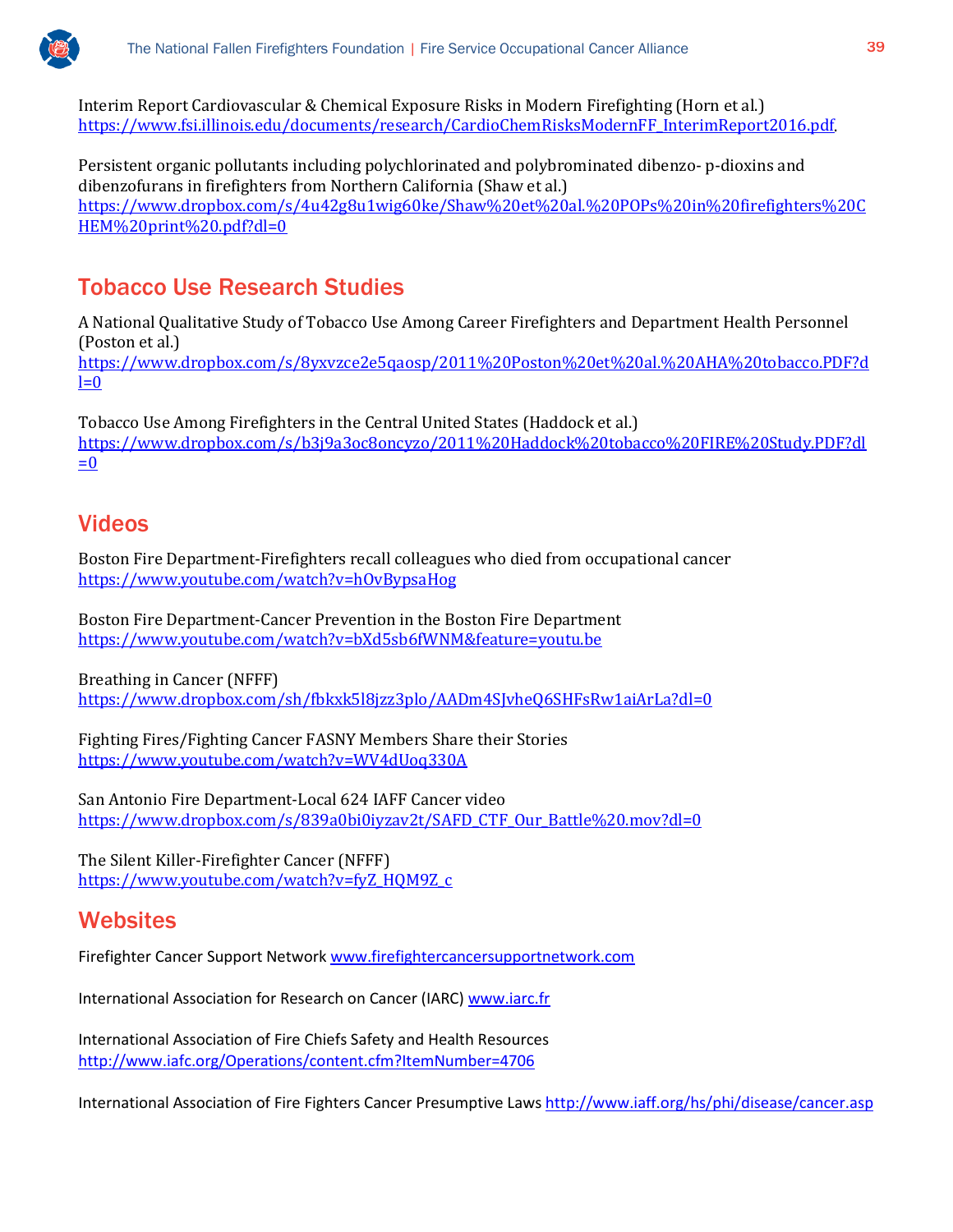Interim Report Cardiovascular & Chemical Exposure Risks in Modern Firefighting (Horn et al.)
https://www.fsi.illinois.edu/documents/research/CardioChemRisksModernFF_InterimReport2016.pdf.

Persistent organic pollutants including polychlorinated and polybrominated dibenzo- p-dioxins and dibenzofurans in firefighters from Northern California (Shaw et al.)
https://www.dropbox.com/s/4u42g8u1wig60ke/Shaw%20et%20al.%20POPs%20in%20firefighters%20CHEM%20print%20.pdf?dl=0

## Tobacco Use Research Studies

A National Qualitative Study of Tobacco Use Among Career Firefighters and Department Health Personnel (Poston et al.)
https://www.dropbox.com/s/8yxvzce2e5qaosp/2011%20Poston%20et%20al.%20AHA%20tobacco.PDF?dl=0

Tobacco Use Among Firefighters in the Central United States (Haddock et al.)
https://www.dropbox.com/s/b3j9a3oc8oncyzo/2011%20Haddock%20tobacco%20FIRE%20Study.PDF?dl=0

## Videos

Boston Fire Department-Firefighters recall colleagues who died from occupational cancer
https://www.youtube.com/watch?v=hOvBypsaHog

Boston Fire Department-Cancer Prevention in the Boston Fire Department
https://www.youtube.com/watch?v=bXd5sb6fWNM&feature=youtu.be

Breathing in Cancer (NFFF)
https://www.dropbox.com/sh/fbkxk5l8jzz3plo/AADm4SJvheQ6SHFsRw1aiArLa?dl=0

Fighting Fires/Fighting Cancer FASNY Members Share their Stories
https://www.youtube.com/watch?v=WV4dUoq330A

San Antonio Fire Department-Local 624 IAFF Cancer video
https://www.dropbox.com/s/839a0bi0iyzav2t/SAFD_CTF_Our_Battle%20.mov?dl=0

The Silent Killer-Firefighter Cancer (NFFF)
https://www.youtube.com/watch?v=fyZ_HQM9Z_c

## Websites

Firefighter Cancer Support Network www.firefightercancersupportnetwork.com

International Association for Research on Cancer (IARC) www.iarc.fr

International Association of Fire Chiefs Safety and Health Resources
http://www.iafc.org/Operations/content.cfm?ItemNumber=4706

International Association of Fire Fighters Cancer Presumptive Laws http://www.iaff.org/hs/phi/disease/cancer.asp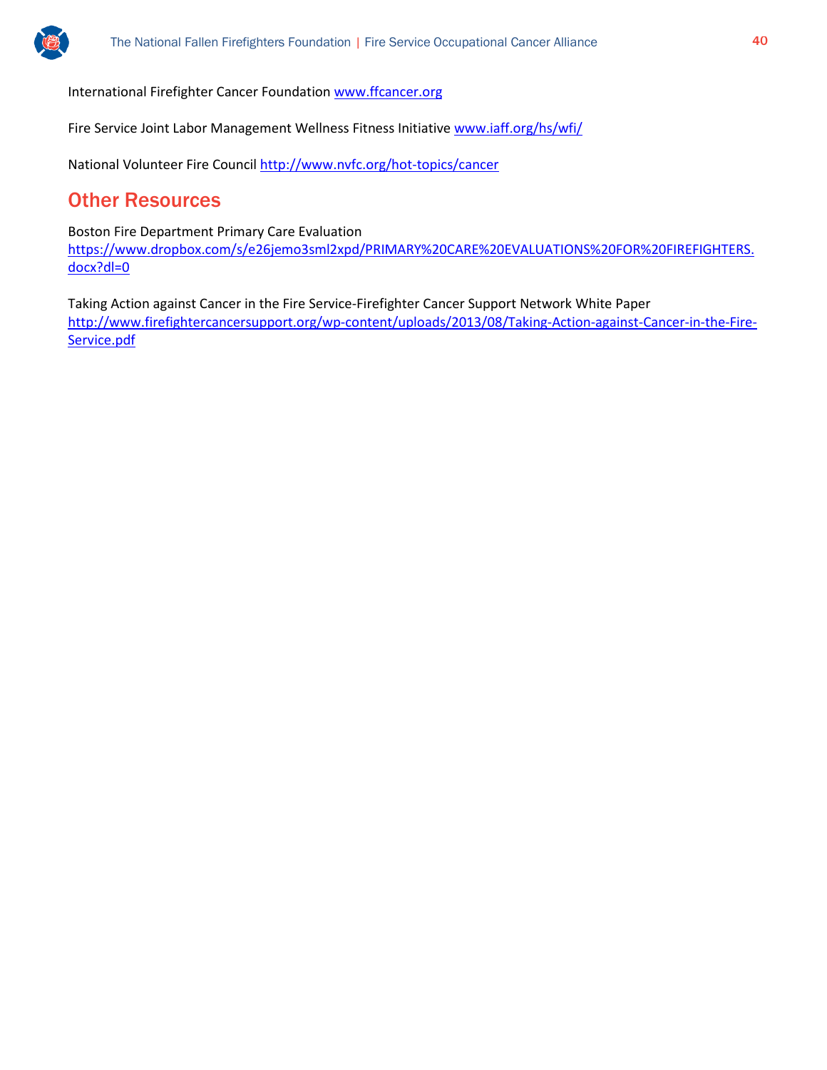International Firefighter Cancer Foundation www.ffcancer.org

Fire Service Joint Labor Management Wellness Fitness Initiative www.iaff.org/hs/wfi/

National Volunteer Fire Council http://www.nvfc.org/hot-topics/cancer

## Other Resources

Boston Fire Department Primary Care Evaluation
https://www.dropbox.com/s/e26jemo3sml2xpd/PRIMARY%20CARE%20EVALUATIONS%20FOR%20FIREFIGHTERS.docx?dl=0

Taking Action against Cancer in the Fire Service-Firefighter Cancer Support Network White Paper
http://www.firefightercancersupport.org/wp-content/uploads/2013/08/Taking-Action-against-Cancer-in-the-Fire-Service.pdf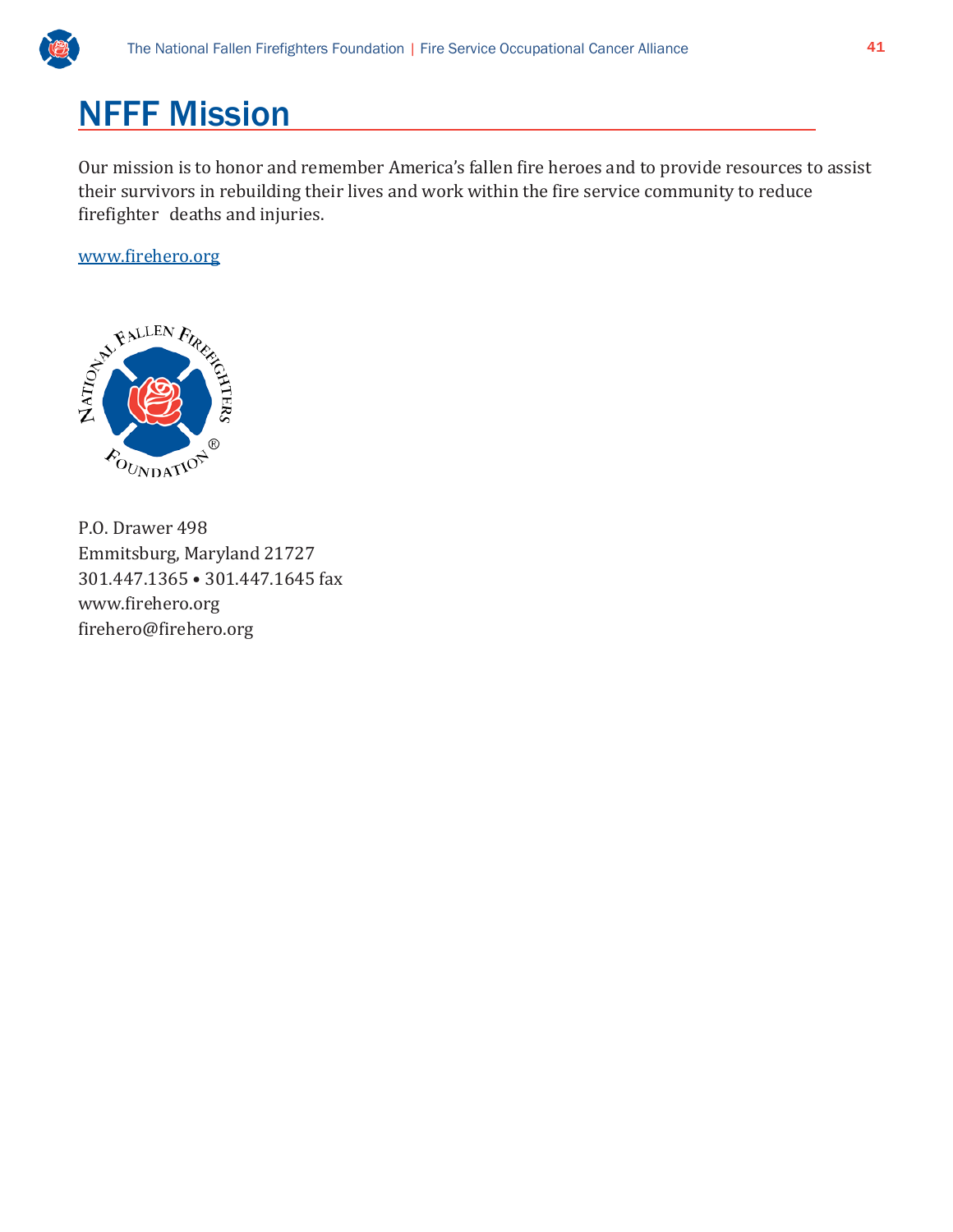# NFFF Mission

Our mission is to honor and remember America's fallen fire heroes and to provide resources to assist their survivors in rebuilding their lives and work within the fire service community to reduce firefighter deaths and injuries.

www.firehero.org

P.O. Drawer 498
Emmitsburg, Maryland 21727
301.447.1365 • 301.447.1645 fax
www.firehero.org
firehero@firehero.org